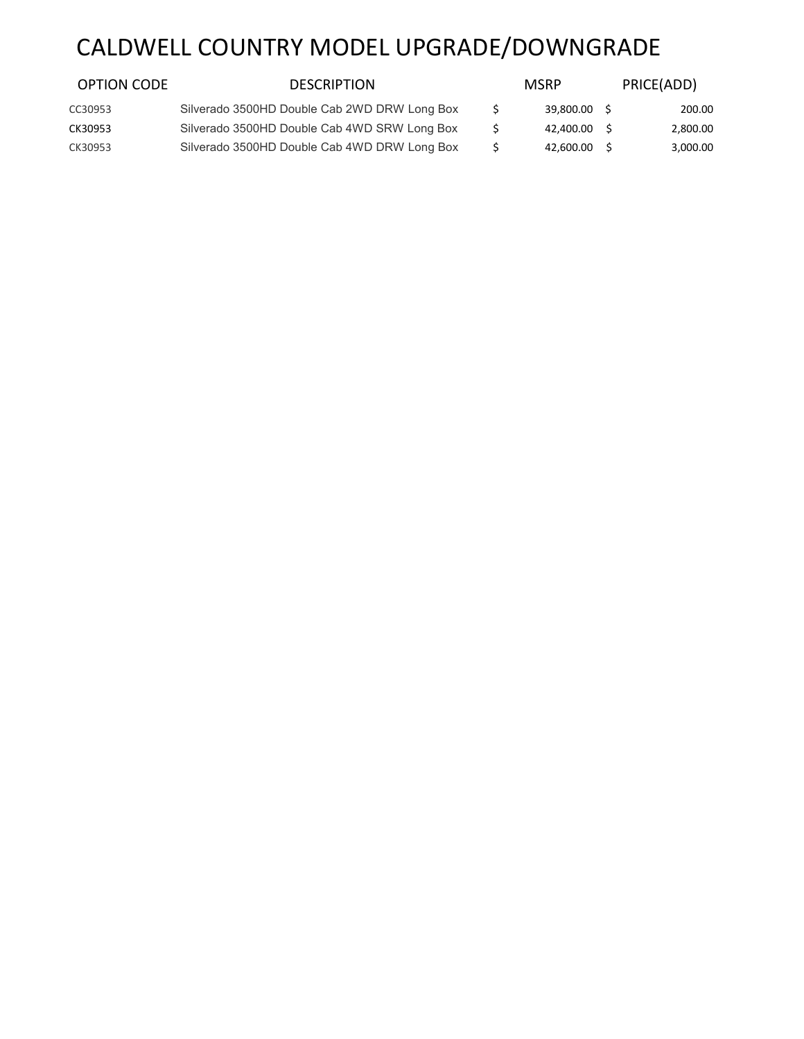# CALDWELL COUNTRY MODEL UPGRADE/DOWNGRADE

| OPTION CODE | DESCRIPTION | MSRP | PRICE(ADD) |
|---|---|---|---|
| CC30953 | Silverado 3500HD Double Cab 2WD DRW Long Box | $ 39,800.00 | $ 200.00 |
| CK30953 | Silverado 3500HD Double Cab 4WD SRW Long Box | $ 42,400.00 | $ 2,800.00 |
| CK30953 | Silverado 3500HD Double Cab 4WD DRW Long Box | $ 42,600.00 | $ 3,000.00 |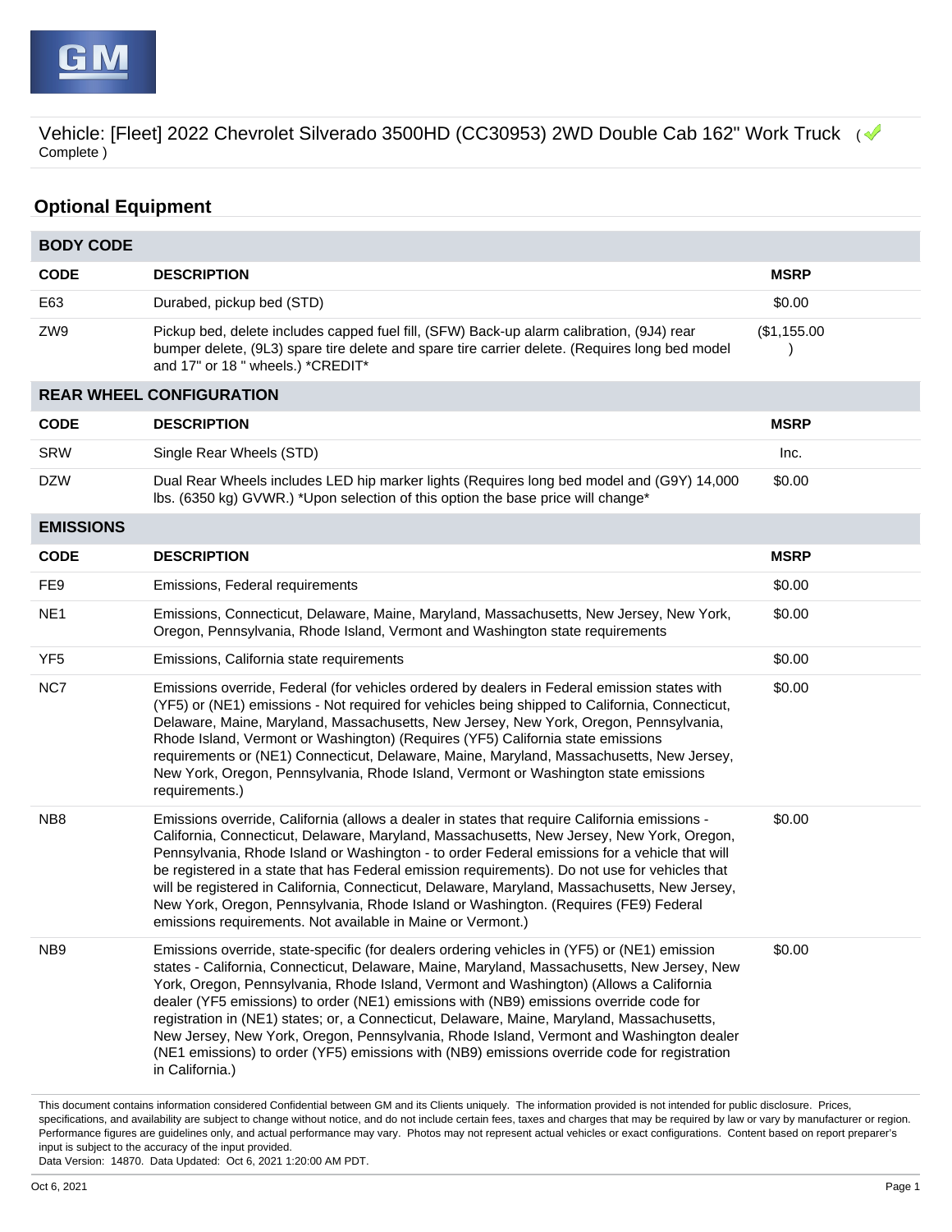Vehicle: [Fleet] 2022 Chevrolet Silverado 3500HD (CC30953) 2WD Double Cab 162" Work Truck ( Complete )

## Optional Equipment

| BODY CODE | | |
|---|---|---|
| **CODE** | **DESCRIPTION** | **MSRP** |
| E63 | Durabed, pickup bed (STD) | $0.00 |
| ZW9 | Pickup bed, delete includes capped fuel fill, (SFW) Back-up alarm calibration, (9J4) rear bumper delete, (9L3) spare tire delete and spare tire carrier delete. (Requires long bed model and 17" or 18 " wheels.) *CREDIT* | ($1,155.00 ) |

| REAR WHEEL CONFIGURATION | | |
|---|---|---|
| **CODE** | **DESCRIPTION** | **MSRP** |
| SRW | Single Rear Wheels (STD) | Inc. |
| DZW | Dual Rear Wheels includes LED hip marker lights (Requires long bed model and (G9Y) 14,000 lbs. (6350 kg) GVWR.) *Upon selection of this option the base price will change* | $0.00 |

| EMISSIONS | | |
|---|---|---|
| **CODE** | **DESCRIPTION** | **MSRP** |
| FE9 | Emissions, Federal requirements | $0.00 |
| NE1 | Emissions, Connecticut, Delaware, Maine, Maryland, Massachusetts, New Jersey, New York, Oregon, Pennsylvania, Rhode Island, Vermont and Washington state requirements | $0.00 |
| YF5 | Emissions, California state requirements | $0.00 |
| NC7 | Emissions override, Federal (for vehicles ordered by dealers in Federal emission states with (YF5) or (NE1) emissions - Not required for vehicles being shipped to California, Connecticut, Delaware, Maine, Maryland, Massachusetts, New Jersey, New York, Oregon, Pennsylvania, Rhode Island, Vermont or Washington) (Requires (YF5) California state emissions requirements or (NE1) Connecticut, Delaware, Maine, Maryland, Massachusetts, New Jersey, New York, Oregon, Pennsylvania, Rhode Island, Vermont or Washington state emissions requirements.) | $0.00 |
| NB8 | Emissions override, California (allows a dealer in states that require California emissions - California, Connecticut, Delaware, Maryland, Massachusetts, New Jersey, New York, Oregon, Pennsylvania, Rhode Island or Washington - to order Federal emissions for a vehicle that will be registered in a state that has Federal emission requirements). Do not use for vehicles that will be registered in California, Connecticut, Delaware, Maryland, Massachusetts, New Jersey, New York, Oregon, Pennsylvania, Rhode Island or Washington. (Requires (FE9) Federal emissions requirements. Not available in Maine or Vermont.) | $0.00 |
| NB9 | Emissions override, state-specific (for dealers ordering vehicles in (YF5) or (NE1) emission states - California, Connecticut, Delaware, Maine, Maryland, Massachusetts, New Jersey, New York, Oregon, Pennsylvania, Rhode Island, Vermont and Washington) (Allows a California dealer (YF5 emissions) to order (NE1) emissions with (NB9) emissions override code for registration in (NE1) states; or, a Connecticut, Delaware, Maine, Maryland, Massachusetts, New Jersey, New York, Oregon, Pennsylvania, Rhode Island, Vermont and Washington dealer (NE1 emissions) to order (YF5) emissions with (NB9) emissions override code for registration in California.) | $0.00 |

This document contains information considered Confidential between GM and its Clients uniquely. The information provided is not intended for public disclosure. Prices, specifications, and availability are subject to change without notice, and do not include certain fees, taxes and charges that may be required by law or vary by manufacturer or region. Performance figures are guidelines only, and actual performance may vary. Photos may not represent actual vehicles or exact configurations. Content based on report preparer's input is subject to the accuracy of the input provided.
Data Version: 14870. Data Updated: Oct 6, 2021 1:20:00 AM PDT.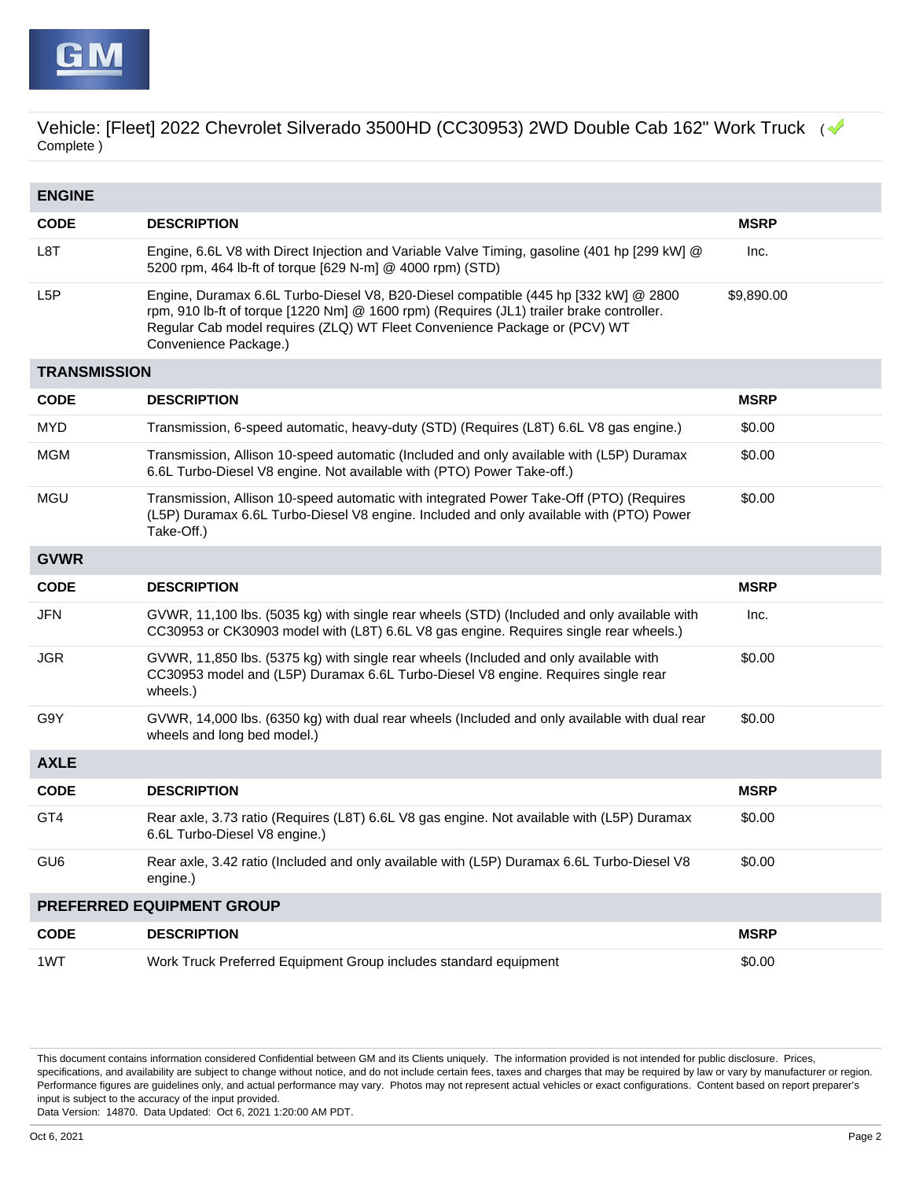Vehicle: [Fleet] 2022 Chevrolet Silverado 3500HD (CC30953) 2WD Double Cab 162" Work Truck ( Complete )

## ENGINE

| CODE | DESCRIPTION | MSRP |
|---|---|---|
| L8T | Engine, 6.6L V8 with Direct Injection and Variable Valve Timing, gasoline (401 hp [299 kW] @ 5200 rpm, 464 lb-ft of torque [629 N-m] @ 4000 rpm) (STD) | Inc. |
| L5P | Engine, Duramax 6.6L Turbo-Diesel V8, B20-Diesel compatible (445 hp [332 kW] @ 2800 rpm, 910 lb-ft of torque [1220 Nm] @ 1600 rpm) (Requires (JL1) trailer brake controller. Regular Cab model requires (ZLQ) WT Fleet Convenience Package or (PCV) WT Convenience Package.) | $9,890.00 |

## TRANSMISSION

| CODE | DESCRIPTION | MSRP |
|---|---|---|
| MYD | Transmission, 6-speed automatic, heavy-duty (STD) (Requires (L8T) 6.6L V8 gas engine.) | $0.00 |
| MGM | Transmission, Allison 10-speed automatic (Included and only available with (L5P) Duramax 6.6L Turbo-Diesel V8 engine. Not available with (PTO) Power Take-off.) | $0.00 |
| MGU | Transmission, Allison 10-speed automatic with integrated Power Take-Off (PTO) (Requires (L5P) Duramax 6.6L Turbo-Diesel V8 engine. Included and only available with (PTO) Power Take-Off.) | $0.00 |

## GVWR

| CODE | DESCRIPTION | MSRP |
|---|---|---|
| JFN | GVWR, 11,100 lbs. (5035 kg) with single rear wheels (STD) (Included and only available with CC30953 or CK30903 model with (L8T) 6.6L V8 gas engine. Requires single rear wheels.) | Inc. |
| JGR | GVWR, 11,850 lbs. (5375 kg) with single rear wheels (Included and only available with CC30953 model and (L5P) Duramax 6.6L Turbo-Diesel V8 engine. Requires single rear wheels.) | $0.00 |
| G9Y | GVWR, 14,000 lbs. (6350 kg) with dual rear wheels (Included and only available with dual rear wheels and long bed model.) | $0.00 |

## AXLE

| CODE | DESCRIPTION | MSRP |
|---|---|---|
| GT4 | Rear axle, 3.73 ratio (Requires (L8T) 6.6L V8 gas engine. Not available with (L5P) Duramax 6.6L Turbo-Diesel V8 engine.) | $0.00 |
| GU6 | Rear axle, 3.42 ratio (Included and only available with (L5P) Duramax 6.6L Turbo-Diesel V8 engine.) | $0.00 |

## PREFERRED EQUIPMENT GROUP

| CODE | DESCRIPTION | MSRP |
|---|---|---|
| 1WT | Work Truck Preferred Equipment Group includes standard equipment | $0.00 |

This document contains information considered Confidential between GM and its Clients uniquely. The information provided is not intended for public disclosure. Prices, specifications, and availability are subject to change without notice, and do not include certain fees, taxes and charges that may be required by law or vary by manufacturer or region. Performance figures are guidelines only, and actual performance may vary. Photos may not represent actual vehicles or exact configurations. Content based on report preparer's input is subject to the accuracy of the input provided.
Data Version: 14870. Data Updated: Oct 6, 2021 1:20:00 AM PDT.

Oct 6, 2021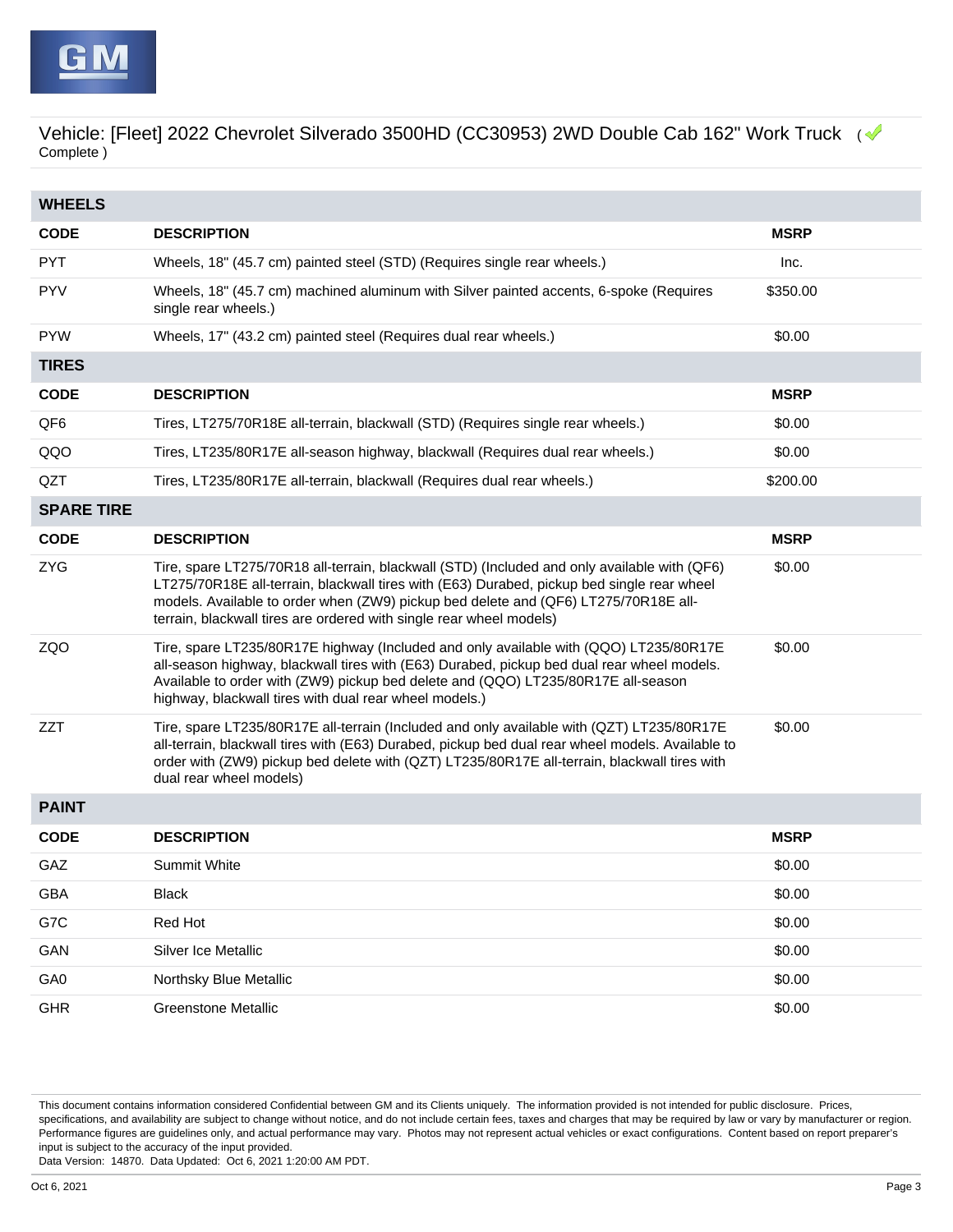Vehicle: [Fleet] 2022 Chevrolet Silverado 3500HD (CC30953) 2WD Double Cab 162" Work Truck ( Complete )

## WHEELS

| CODE | DESCRIPTION | MSRP |
| --- | --- | --- |
| PYT | Wheels, 18" (45.7 cm) painted steel (STD) (Requires single rear wheels.) | Inc. |
| PYV | Wheels, 18" (45.7 cm) machined aluminum with Silver painted accents, 6-spoke (Requires single rear wheels.) | $350.00 |
| PYW | Wheels, 17" (43.2 cm) painted steel (Requires dual rear wheels.) | $0.00 |

## TIRES

| CODE | DESCRIPTION | MSRP |
| --- | --- | --- |
| QF6 | Tires, LT275/70R18E all-terrain, blackwall (STD) (Requires single rear wheels.) | $0.00 |
| QQO | Tires, LT235/80R17E all-season highway, blackwall (Requires dual rear wheels.) | $0.00 |
| QZT | Tires, LT235/80R17E all-terrain, blackwall (Requires dual rear wheels.) | $200.00 |

## SPARE TIRE

| CODE | DESCRIPTION | MSRP |
| --- | --- | --- |
| ZYG | Tire, spare LT275/70R18 all-terrain, blackwall (STD) (Included and only available with (QF6) LT275/70R18E all-terrain, blackwall tires with (E63) Durabed, pickup bed single rear wheel models. Available to order when (ZW9) pickup bed delete and (QF6) LT275/70R18E all-terrain, blackwall tires are ordered with single rear wheel models) | $0.00 |
| ZQO | Tire, spare LT235/80R17E highway (Included and only available with (QQO) LT235/80R17E all-season highway, blackwall tires with (E63) Durabed, pickup bed dual rear wheel models. Available to order with (ZW9) pickup bed delete and (QQO) LT235/80R17E all-season highway, blackwall tires with dual rear wheel models.) | $0.00 |
| ZZT | Tire, spare LT235/80R17E all-terrain (Included and only available with (QZT) LT235/80R17E all-terrain, blackwall tires with (E63) Durabed, pickup bed dual rear wheel models. Available to order with (ZW9) pickup bed delete with (QZT) LT235/80R17E all-terrain, blackwall tires with dual rear wheel models) | $0.00 |

## PAINT

| CODE | DESCRIPTION | MSRP |
| --- | --- | --- |
| GAZ | Summit White | $0.00 |
| GBA | Black | $0.00 |
| G7C | Red Hot | $0.00 |
| GAN | Silver Ice Metallic | $0.00 |
| GA0 | Northsky Blue Metallic | $0.00 |
| GHR | Greenstone Metallic | $0.00 |

This document contains information considered Confidential between GM and its Clients uniquely. The information provided is not intended for public disclosure. Prices, specifications, and availability are subject to change without notice, and do not include certain fees, taxes and charges that may be required by law or vary by manufacturer or region. Performance figures are guidelines only, and actual performance may vary. Photos may not represent actual vehicles or exact configurations. Content based on report preparer's input is subject to the accuracy of the input provided.
Data Version: 14870. Data Updated: Oct 6, 2021 1:20:00 AM PDT.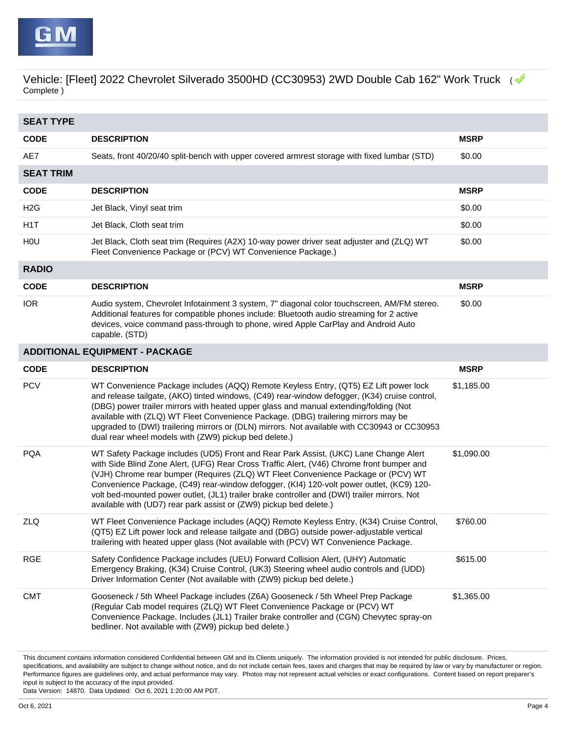Vehicle: [Fleet] 2022 Chevrolet Silverado 3500HD (CC30953) 2WD Double Cab 162" Work Truck ( Complete )

## SEAT TYPE

| CODE | DESCRIPTION | MSRP |
|---|---|---|
| AE7 | Seats, front 40/20/40 split-bench with upper covered armrest storage with fixed lumbar (STD) | $0.00 |

## SEAT TRIM

| CODE | DESCRIPTION | MSRP |
|---|---|---|
| H2G | Jet Black, Vinyl seat trim | $0.00 |
| H1T | Jet Black, Cloth seat trim | $0.00 |
| H0U | Jet Black, Cloth seat trim (Requires (A2X) 10-way power driver seat adjuster and (ZLQ) WT Fleet Convenience Package or (PCV) WT Convenience Package.) | $0.00 |

## RADIO

| CODE | DESCRIPTION | MSRP |
|---|---|---|
| IOR | Audio system, Chevrolet Infotainment 3 system, 7" diagonal color touchscreen, AM/FM stereo. Additional features for compatible phones include: Bluetooth audio streaming for 2 active devices, voice command pass-through to phone, wired Apple CarPlay and Android Auto capable. (STD) | $0.00 |

## ADDITIONAL EQUIPMENT - PACKAGE

| CODE | DESCRIPTION | MSRP |
|---|---|---|
| PCV | WT Convenience Package includes (AQQ) Remote Keyless Entry, (QT5) EZ Lift power lock and release tailgate, (AKO) tinted windows, (C49) rear-window defogger, (K34) cruise control, (DBG) power trailer mirrors with heated upper glass and manual extending/folding (Not available with (ZLQ) WT Fleet Convenience Package. (DBG) trailering mirrors may be upgraded to (DWI) trailering mirrors or (DLN) mirrors. Not available with CC30943 or CC30953 dual rear wheel models with (ZW9) pickup bed delete.) | $1,185.00 |
| PQA | WT Safety Package includes (UD5) Front and Rear Park Assist, (UKC) Lane Change Alert with Side Blind Zone Alert, (UFG) Rear Cross Traffic Alert, (V46) Chrome front bumper and (VJH) Chrome rear bumper (Requires (ZLQ) WT Fleet Convenience Package or (PCV) WT Convenience Package, (C49) rear-window defogger, (KI4) 120-volt power outlet, (KC9) 120-volt bed-mounted power outlet, (JL1) trailer brake controller and (DWI) trailer mirrors. Not available with (UD7) rear park assist or (ZW9) pickup bed delete.) | $1,090.00 |
| ZLQ | WT Fleet Convenience Package includes (AQQ) Remote Keyless Entry, (K34) Cruise Control, (QT5) EZ Lift power lock and release tailgate and (DBG) outside power-adjustable vertical trailering with heated upper glass (Not available with (PCV) WT Convenience Package. | $760.00 |
| RGE | Safety Confidence Package includes (UEU) Forward Collision Alert, (UHY) Automatic Emergency Braking, (K34) Cruise Control, (UK3) Steering wheel audio controls and (UDD) Driver Information Center (Not available with (ZW9) pickup bed delete.) | $615.00 |
| CMT | Gooseneck / 5th Wheel Package includes (Z6A) Gooseneck / 5th Wheel Prep Package (Regular Cab model requires (ZLQ) WT Fleet Convenience Package or (PCV) WT Convenience Package. Includes (JL1) Trailer brake controller and (CGN) Chevytec spray-on bedliner. Not available with (ZW9) pickup bed delete.) | $1,365.00 |

This document contains information considered Confidential between GM and its Clients uniquely. The information provided is not intended for public disclosure. Prices, specifications, and availability are subject to change without notice, and do not include certain fees, taxes and charges that may be required by law or vary by manufacturer or region. Performance figures are guidelines only, and actual performance may vary. Photos may not represent actual vehicles or exact configurations. Content based on report preparer's input is subject to the accuracy of the input provided.
Data Version: 14870. Data Updated: Oct 6, 2021 1:20:00 AM PDT.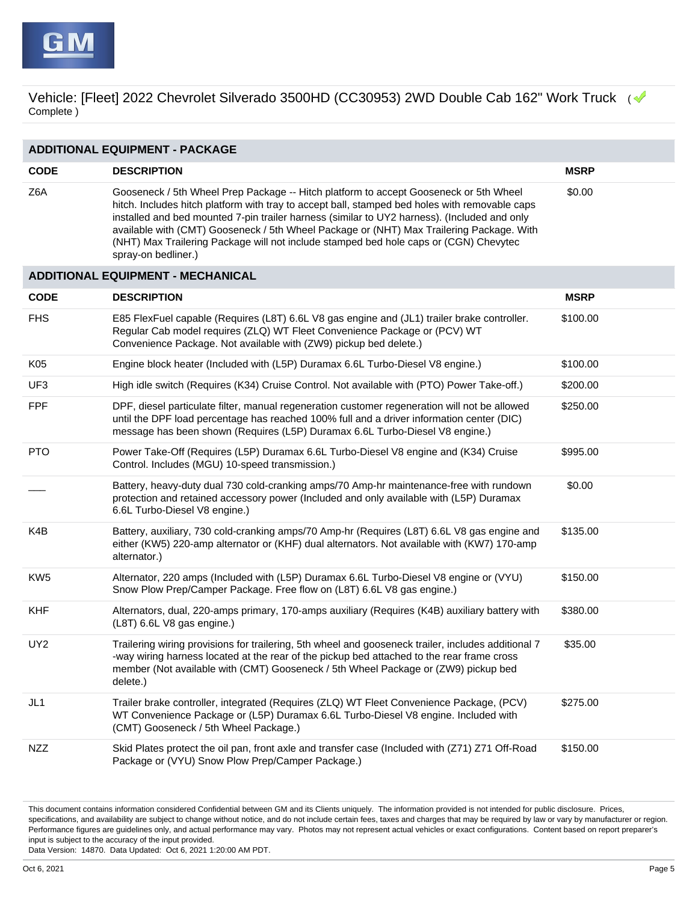Vehicle: [Fleet] 2022 Chevrolet Silverado 3500HD (CC30953) 2WD Double Cab 162" Work Truck ( Complete )

## ADDITIONAL EQUIPMENT - PACKAGE

| CODE | DESCRIPTION | MSRP |
| --- | --- | --- |
| Z6A | Gooseneck / 5th Wheel Prep Package -- Hitch platform to accept Gooseneck or 5th Wheel hitch. Includes hitch platform with tray to accept ball, stamped bed holes with removable caps installed and bed mounted 7-pin trailer harness (similar to UY2 harness). (Included and only available with (CMT) Gooseneck / 5th Wheel Package or (NHT) Max Trailering Package. With (NHT) Max Trailering Package will not include stamped bed hole caps or (CGN) Chevytec spray-on bedliner.) | $0.00 |

## ADDITIONAL EQUIPMENT - MECHANICAL

| CODE | DESCRIPTION | MSRP |
| --- | --- | --- |
| FHS | E85 FlexFuel capable (Requires (L8T) 6.6L V8 gas engine and (JL1) trailer brake controller. Regular Cab model requires (ZLQ) WT Fleet Convenience Package or (PCV) WT Convenience Package. Not available with (ZW9) pickup bed delete.) | $100.00 |
| K05 | Engine block heater (Included with (L5P) Duramax 6.6L Turbo-Diesel V8 engine.) | $100.00 |
| UF3 | High idle switch (Requires (K34) Cruise Control. Not available with (PTO) Power Take-off.) | $200.00 |
| FPF | DPF, diesel particulate filter, manual regeneration customer regeneration will not be allowed until the DPF load percentage has reached 100% full and a driver information center (DIC) message has been shown (Requires (L5P) Duramax 6.6L Turbo-Diesel V8 engine.) | $250.00 |
| PTO | Power Take-Off (Requires (L5P) Duramax 6.6L Turbo-Diesel V8 engine and (K34) Cruise Control. Includes (MGU) 10-speed transmission.) | $995.00 |
| ___ | Battery, heavy-duty dual 730 cold-cranking amps/70 Amp-hr maintenance-free with rundown protection and retained accessory power (Included and only available with (L5P) Duramax 6.6L Turbo-Diesel V8 engine.) | $0.00 |
| K4B | Battery, auxiliary, 730 cold-cranking amps/70 Amp-hr (Requires (L8T) 6.6L V8 gas engine and either (KW5) 220-amp alternator or (KHF) dual alternators. Not available with (KW7) 170-amp alternator.) | $135.00 |
| KW5 | Alternator, 220 amps (Included with (L5P) Duramax 6.6L Turbo-Diesel V8 engine or (VYU) Snow Plow Prep/Camper Package. Free flow on (L8T) 6.6L V8 gas engine.) | $150.00 |
| KHF | Alternators, dual, 220-amps primary, 170-amps auxiliary (Requires (K4B) auxiliary battery with (L8T) 6.6L V8 gas engine.) | $380.00 |
| UY2 | Trailering wiring provisions for trailering, 5th wheel and gooseneck trailer, includes additional 7-way wiring harness located at the rear of the pickup bed attached to the rear frame cross member (Not available with (CMT) Gooseneck / 5th Wheel Package or (ZW9) pickup bed delete.) | $35.00 |
| JL1 | Trailer brake controller, integrated (Requires (ZLQ) WT Fleet Convenience Package, (PCV) WT Convenience Package or (L5P) Duramax 6.6L Turbo-Diesel V8 engine. Included with (CMT) Gooseneck / 5th Wheel Package.) | $275.00 |
| NZZ | Skid Plates protect the oil pan, front axle and transfer case (Included with (Z71) Z71 Off-Road Package or (VYU) Snow Plow Prep/Camper Package.) | $150.00 |

This document contains information considered Confidential between GM and its Clients uniquely. The information provided is not intended for public disclosure. Prices, specifications, and availability are subject to change without notice, and do not include certain fees, taxes and charges that may be required by law or vary by manufacturer or region. Performance figures are guidelines only, and actual performance may vary. Photos may not represent actual vehicles or exact configurations. Content based on report preparer's input is subject to the accuracy of the input provided.
Data Version: 14870. Data Updated: Oct 6, 2021 1:20:00 AM PDT.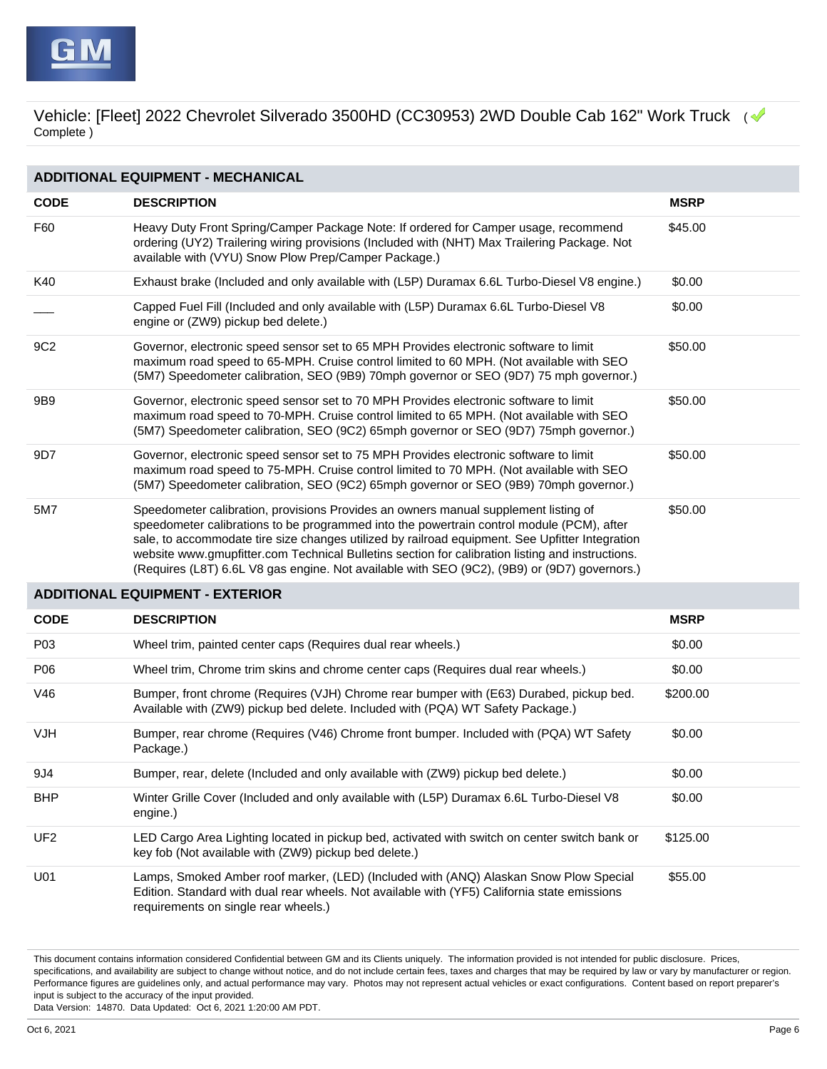Vehicle: [Fleet] 2022 Chevrolet Silverado 3500HD (CC30953) 2WD Double Cab 162" Work Truck ( Complete )

## ADDITIONAL EQUIPMENT - MECHANICAL

| CODE | DESCRIPTION | MSRP |
|---|---|---|
| F60 | Heavy Duty Front Spring/Camper Package Note: If ordered for Camper usage, recommend ordering (UY2) Trailering wiring provisions (Included with (NHT) Max Trailering Package. Not available with (VYU) Snow Plow Prep/Camper Package.) | $45.00 |
| K40 | Exhaust brake (Included and only available with (L5P) Duramax 6.6L Turbo-Diesel V8 engine.) | $0.00 |
| ___ | Capped Fuel Fill (Included and only available with (L5P) Duramax 6.6L Turbo-Diesel V8 engine or (ZW9) pickup bed delete.) | $0.00 |
| 9C2 | Governor, electronic speed sensor set to 65 MPH Provides electronic software to limit maximum road speed to 65-MPH. Cruise control limited to 60 MPH. (Not available with SEO (5M7) Speedometer calibration, SEO (9B9) 70mph governor or SEO (9D7) 75 mph governor.) | $50.00 |
| 9B9 | Governor, electronic speed sensor set to 70 MPH Provides electronic software to limit maximum road speed to 70-MPH. Cruise control limited to 65 MPH. (Not available with SEO (5M7) Speedometer calibration, SEO (9C2) 65mph governor or SEO (9D7) 75mph governor.) | $50.00 |
| 9D7 | Governor, electronic speed sensor set to 75 MPH Provides electronic software to limit maximum road speed to 75-MPH. Cruise control limited to 70 MPH. (Not available with SEO (5M7) Speedometer calibration, SEO (9C2) 65mph governor or SEO (9B9) 70mph governor.) | $50.00 |
| 5M7 | Speedometer calibration, provisions Provides an owners manual supplement listing of speedometer calibrations to be programmed into the powertrain control module (PCM), after sale, to accommodate tire size changes utilized by railroad equipment. See Upfitter Integration website www.gmupfitter.com Technical Bulletins section for calibration listing and instructions. (Requires (L8T) 6.6L V8 gas engine. Not available with SEO (9C2), (9B9) or (9D7) governors.) | $50.00 |

## ADDITIONAL EQUIPMENT - EXTERIOR

| CODE | DESCRIPTION | MSRP |
|---|---|---|
| P03 | Wheel trim, painted center caps (Requires dual rear wheels.) | $0.00 |
| P06 | Wheel trim, Chrome trim skins and chrome center caps (Requires dual rear wheels.) | $0.00 |
| V46 | Bumper, front chrome (Requires (VJH) Chrome rear bumper with (E63) Durabed, pickup bed. Available with (ZW9) pickup bed delete. Included with (PQA) WT Safety Package.) | $200.00 |
| VJH | Bumper, rear chrome (Requires (V46) Chrome front bumper. Included with (PQA) WT Safety Package.) | $0.00 |
| 9J4 | Bumper, rear, delete (Included and only available with (ZW9) pickup bed delete.) | $0.00 |
| BHP | Winter Grille Cover (Included and only available with (L5P) Duramax 6.6L Turbo-Diesel V8 engine.) | $0.00 |
| UF2 | LED Cargo Area Lighting located in pickup bed, activated with switch on center switch bank or key fob (Not available with (ZW9) pickup bed delete.) | $125.00 |
| U01 | Lamps, Smoked Amber roof marker, (LED) (Included with (ANQ) Alaskan Snow Plow Special Edition. Standard with dual rear wheels. Not available with (YF5) California state emissions requirements on single rear wheels.) | $55.00 |

This document contains information considered Confidential between GM and its Clients uniquely. The information provided is not intended for public disclosure. Prices, specifications, and availability are subject to change without notice, and do not include certain fees, taxes and charges that may be required by law or vary by manufacturer or region. Performance figures are guidelines only, and actual performance may vary. Photos may not represent actual vehicles or exact configurations. Content based on report preparer's input is subject to the accuracy of the input provided.
Data Version: 14870. Data Updated: Oct 6, 2021 1:20:00 AM PDT.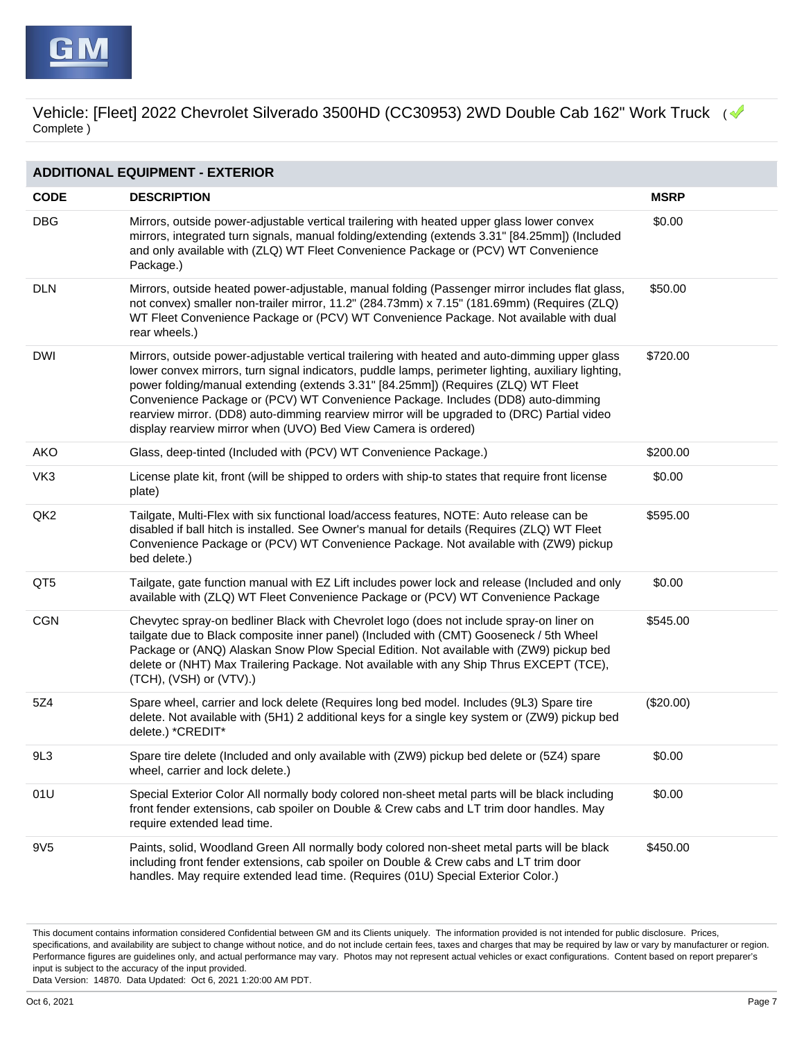Vehicle: [Fleet] 2022 Chevrolet Silverado 3500HD (CC30953) 2WD Double Cab 162" Work Truck ( Complete )

## ADDITIONAL EQUIPMENT - EXTERIOR

| CODE | DESCRIPTION | MSRP |
|---|---|---|
| DBG | Mirrors, outside power-adjustable vertical trailering with heated upper glass lower convex mirrors, integrated turn signals, manual folding/extending (extends 3.31" [84.25mm]) (Included and only available with (ZLQ) WT Fleet Convenience Package or (PCV) WT Convenience Package.) | $0.00 |
| DLN | Mirrors, outside heated power-adjustable, manual folding (Passenger mirror includes flat glass, not convex) smaller non-trailer mirror, 11.2" (284.73mm) x 7.15" (181.69mm) (Requires (ZLQ) WT Fleet Convenience Package or (PCV) WT Convenience Package. Not available with dual rear wheels.) | $50.00 |
| DWI | Mirrors, outside power-adjustable vertical trailering with heated and auto-dimming upper glass lower convex mirrors, turn signal indicators, puddle lamps, perimeter lighting, auxiliary lighting, power folding/manual extending (extends 3.31" [84.25mm]) (Requires (ZLQ) WT Fleet Convenience Package or (PCV) WT Convenience Package. Includes (DD8) auto-dimming rearview mirror. (DD8) auto-dimming rearview mirror will be upgraded to (DRC) Partial video display rearview mirror when (UVO) Bed View Camera is ordered) | $720.00 |
| AKO | Glass, deep-tinted (Included with (PCV) WT Convenience Package.) | $200.00 |
| VK3 | License plate kit, front (will be shipped to orders with ship-to states that require front license plate) | $0.00 |
| QK2 | Tailgate, Multi-Flex with six functional load/access features, NOTE: Auto release can be disabled if ball hitch is installed. See Owner's manual for details (Requires (ZLQ) WT Fleet Convenience Package or (PCV) WT Convenience Package. Not available with (ZW9) pickup bed delete.) | $595.00 |
| QT5 | Tailgate, gate function manual with EZ Lift includes power lock and release (Included and only available with (ZLQ) WT Fleet Convenience Package or (PCV) WT Convenience Package | $0.00 |
| CGN | Chevytec spray-on bedliner Black with Chevrolet logo (does not include spray-on liner on tailgate due to Black composite inner panel) (Included with (CMT) Gooseneck / 5th Wheel Package or (ANQ) Alaskan Snow Plow Special Edition. Not available with (ZW9) pickup bed delete or (NHT) Max Trailering Package. Not available with any Ship Thrus EXCEPT (TCE), (TCH), (VSH) or (VTV).) | $545.00 |
| 5Z4 | Spare wheel, carrier and lock delete (Requires long bed model. Includes (9L3) Spare tire delete. Not available with (5H1) 2 additional keys for a single key system or (ZW9) pickup bed delete.) *CREDIT* | ($20.00) |
| 9L3 | Spare tire delete (Included and only available with (ZW9) pickup bed delete or (5Z4) spare wheel, carrier and lock delete.) | $0.00 |
| 01U | Special Exterior Color All normally body colored non-sheet metal parts will be black including front fender extensions, cab spoiler on Double & Crew cabs and LT trim door handles. May require extended lead time. | $0.00 |
| 9V5 | Paints, solid, Woodland Green All normally body colored non-sheet metal parts will be black including front fender extensions, cab spoiler on Double & Crew cabs and LT trim door handles. May require extended lead time. (Requires (01U) Special Exterior Color.) | $450.00 |

This document contains information considered Confidential between GM and its Clients uniquely. The information provided is not intended for public disclosure. Prices, specifications, and availability are subject to change without notice, and do not include certain fees, taxes and charges that may be required by law or vary by manufacturer or region. Performance figures are guidelines only, and actual performance may vary. Photos may not represent actual vehicles or exact configurations. Content based on report preparer's input is subject to the accuracy of the input provided.
Data Version: 14870. Data Updated: Oct 6, 2021 1:20:00 AM PDT.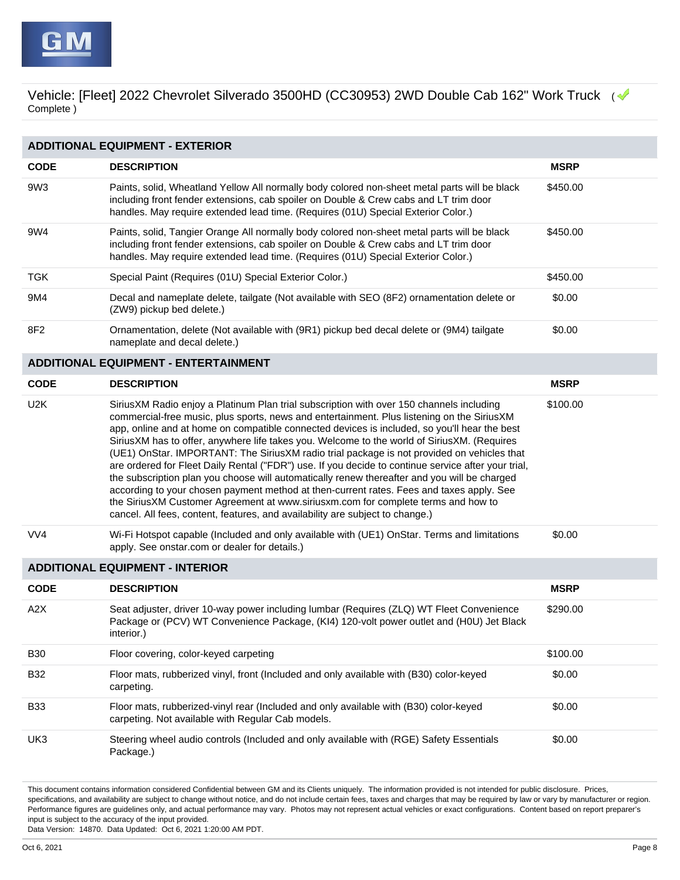Vehicle: [Fleet] 2022 Chevrolet Silverado 3500HD (CC30953) 2WD Double Cab 162" Work Truck ( Complete )

## ADDITIONAL EQUIPMENT - EXTERIOR

| CODE | DESCRIPTION | MSRP |
|---|---|---|
| 9W3 | Paints, solid, Wheatland Yellow All normally body colored non-sheet metal parts will be black including front fender extensions, cab spoiler on Double & Crew cabs and LT trim door handles. May require extended lead time. (Requires (01U) Special Exterior Color.) | $450.00 |
| 9W4 | Paints, solid, Tangier Orange All normally body colored non-sheet metal parts will be black including front fender extensions, cab spoiler on Double & Crew cabs and LT trim door handles. May require extended lead time. (Requires (01U) Special Exterior Color.) | $450.00 |
| TGK | Special Paint (Requires (01U) Special Exterior Color.) | $450.00 |
| 9M4 | Decal and nameplate delete, tailgate (Not available with SEO (8F2) ornamentation delete or (ZW9) pickup bed delete.) | $0.00 |
| 8F2 | Ornamentation, delete (Not available with (9R1) pickup bed decal delete or (9M4) tailgate nameplate and decal delete.) | $0.00 |

## ADDITIONAL EQUIPMENT - ENTERTAINMENT

| CODE | DESCRIPTION | MSRP |
|---|---|---|
| U2K | SiriusXM Radio enjoy a Platinum Plan trial subscription with over 150 channels including commercial-free music, plus sports, news and entertainment. Plus listening on the SiriusXM app, online and at home on compatible connected devices is included, so you'll hear the best SiriusXM has to offer, anywhere life takes you. Welcome to the world of SiriusXM. (Requires (UE1) OnStar. IMPORTANT: The SiriusXM radio trial package is not provided on vehicles that are ordered for Fleet Daily Rental ("FDR") use. If you decide to continue service after your trial, the subscription plan you choose will automatically renew thereafter and you will be charged according to your chosen payment method at then-current rates. Fees and taxes apply. See the SiriusXM Customer Agreement at www.siriusxm.com for complete terms and how to cancel. All fees, content, features, and availability are subject to change.) | $100.00 |
| VV4 | Wi-Fi Hotspot capable (Included and only available with (UE1) OnStar. Terms and limitations apply. See onstar.com or dealer for details.) | $0.00 |

## ADDITIONAL EQUIPMENT - INTERIOR

| CODE | DESCRIPTION | MSRP |
|---|---|---|
| A2X | Seat adjuster, driver 10-way power including lumbar (Requires (ZLQ) WT Fleet Convenience Package or (PCV) WT Convenience Package, (KI4) 120-volt power outlet and (H0U) Jet Black interior.) | $290.00 |
| B30 | Floor covering, color-keyed carpeting | $100.00 |
| B32 | Floor mats, rubberized vinyl, front (Included and only available with (B30) color-keyed carpeting. | $0.00 |
| B33 | Floor mats, rubberized-vinyl rear (Included and only available with (B30) color-keyed carpeting. Not available with Regular Cab models. | $0.00 |
| UK3 | Steering wheel audio controls (Included and only available with (RGE) Safety Essentials Package.) | $0.00 |

This document contains information considered Confidential between GM and its Clients uniquely. The information provided is not intended for public disclosure. Prices, specifications, and availability are subject to change without notice, and do not include certain fees, taxes and charges that may be required by law or vary by manufacturer or region. Performance figures are guidelines only, and actual performance may vary. Photos may not represent actual vehicles or exact configurations. Content based on report preparer's input is subject to the accuracy of the input provided.
Data Version: 14870. Data Updated: Oct 6, 2021 1:20:00 AM PDT.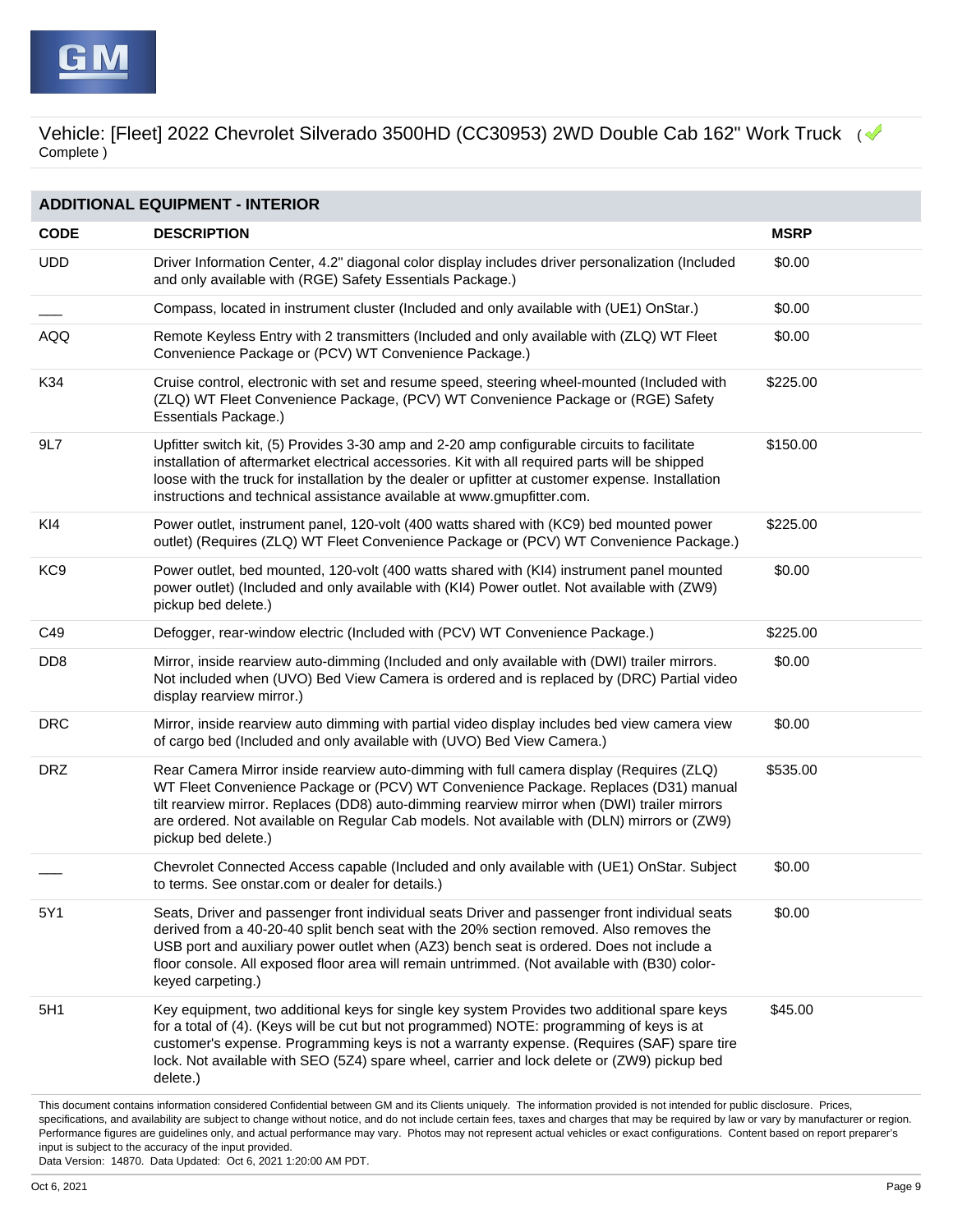Vehicle: [Fleet] 2022 Chevrolet Silverado 3500HD (CC30953) 2WD Double Cab 162" Work Truck ( Complete )

## ADDITIONAL EQUIPMENT - INTERIOR

| CODE | DESCRIPTION | MSRP |
|---|---|---|
| UDD | Driver Information Center, 4.2" diagonal color display includes driver personalization (Included and only available with (RGE) Safety Essentials Package.) | $0.00 |
| ___ | Compass, located in instrument cluster (Included and only available with (UE1) OnStar.) | $0.00 |
| AQQ | Remote Keyless Entry with 2 transmitters (Included and only available with (ZLQ) WT Fleet Convenience Package or (PCV) WT Convenience Package.) | $0.00 |
| K34 | Cruise control, electronic with set and resume speed, steering wheel-mounted (Included with (ZLQ) WT Fleet Convenience Package, (PCV) WT Convenience Package or (RGE) Safety Essentials Package.) | $225.00 |
| 9L7 | Upfitter switch kit, (5) Provides 3-30 amp and 2-20 amp configurable circuits to facilitate installation of aftermarket electrical accessories. Kit with all required parts will be shipped loose with the truck for installation by the dealer or upfitter at customer expense. Installation instructions and technical assistance available at www.gmupfitter.com. | $150.00 |
| KI4 | Power outlet, instrument panel, 120-volt (400 watts shared with (KC9) bed mounted power outlet) (Requires (ZLQ) WT Fleet Convenience Package or (PCV) WT Convenience Package.) | $225.00 |
| KC9 | Power outlet, bed mounted, 120-volt (400 watts shared with (KI4) instrument panel mounted power outlet) (Included and only available with (KI4) Power outlet. Not available with (ZW9) pickup bed delete.) | $0.00 |
| C49 | Defogger, rear-window electric (Included with (PCV) WT Convenience Package.) | $225.00 |
| DD8 | Mirror, inside rearview auto-dimming (Included and only available with (DWI) trailer mirrors. Not included when (UVO) Bed View Camera is ordered and is replaced by (DRC) Partial video display rearview mirror.) | $0.00 |
| DRC | Mirror, inside rearview auto dimming with partial video display includes bed view camera view of cargo bed (Included and only available with (UVO) Bed View Camera.) | $0.00 |
| DRZ | Rear Camera Mirror inside rearview auto-dimming with full camera display (Requires (ZLQ) WT Fleet Convenience Package or (PCV) WT Convenience Package. Replaces (D31) manual tilt rearview mirror. Replaces (DD8) auto-dimming rearview mirror when (DWI) trailer mirrors are ordered. Not available on Regular Cab models. Not available with (DLN) mirrors or (ZW9) pickup bed delete.) | $535.00 |
| ___ | Chevrolet Connected Access capable (Included and only available with (UE1) OnStar. Subject to terms. See onstar.com or dealer for details.) | $0.00 |
| 5Y1 | Seats, Driver and passenger front individual seats Driver and passenger front individual seats derived from a 40-20-40 split bench seat with the 20% section removed. Also removes the USB port and auxiliary power outlet when (AZ3) bench seat is ordered. Does not include a floor console. All exposed floor area will remain untrimmed. (Not available with (B30) color-keyed carpeting.) | $0.00 |
| 5H1 | Key equipment, two additional keys for single key system Provides two additional spare keys for a total of (4). (Keys will be cut but not programmed) NOTE: programming of keys is at customer's expense. Programming keys is not a warranty expense. (Requires (SAF) spare tire lock. Not available with SEO (5Z4) spare wheel, carrier and lock delete or (ZW9) pickup bed delete.) | $45.00 |

This document contains information considered Confidential between GM and its Clients uniquely. The information provided is not intended for public disclosure. Prices, specifications, and availability are subject to change without notice, and do not include certain fees, taxes and charges that may be required by law or vary by manufacturer or region. Performance figures are guidelines only, and actual performance may vary. Photos may not represent actual vehicles or exact configurations. Content based on report preparer's input is subject to the accuracy of the input provided.
Data Version: 14870. Data Updated: Oct 6, 2021 1:20:00 AM PDT.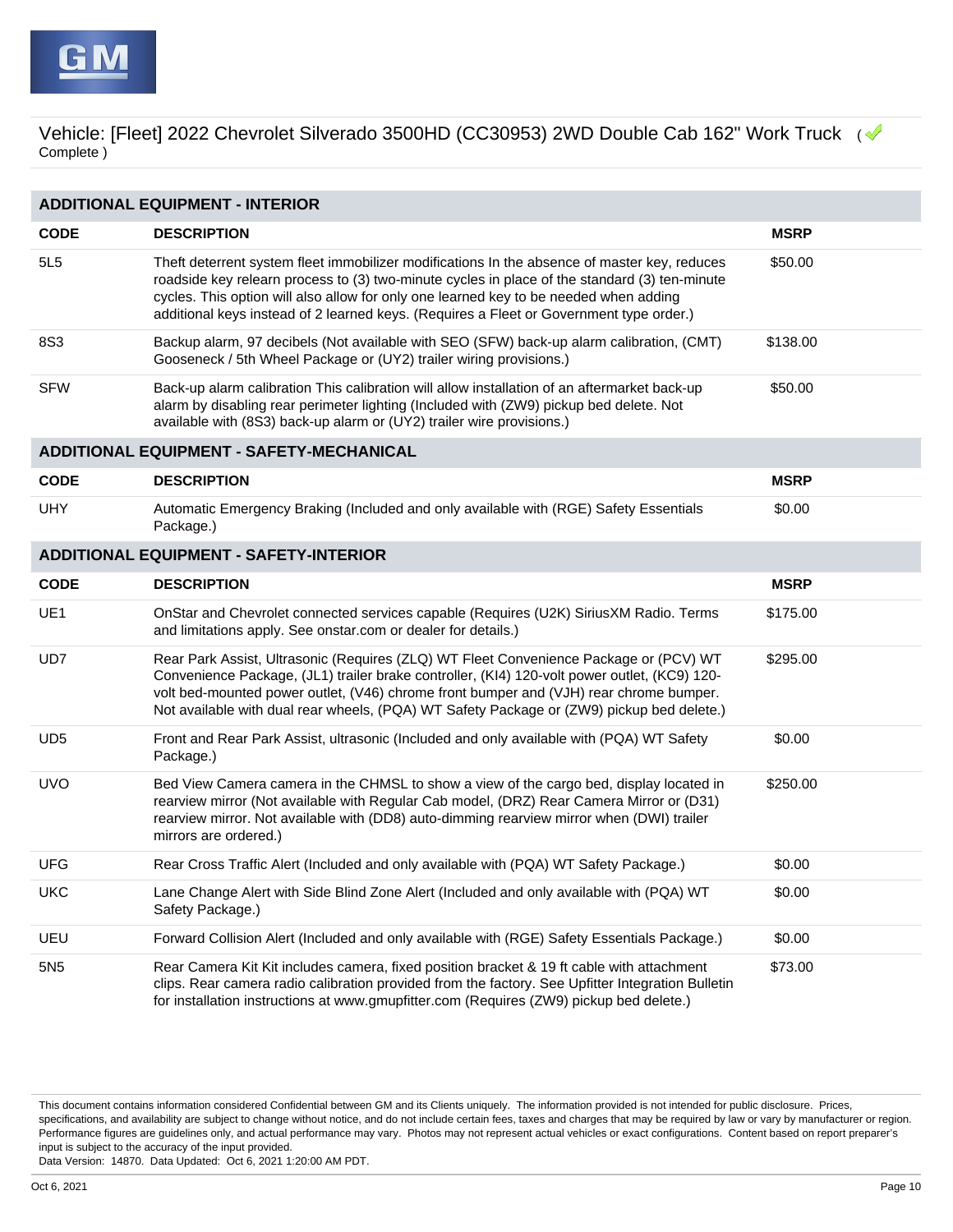Vehicle: [Fleet] 2022 Chevrolet Silverado 3500HD (CC30953) 2WD Double Cab 162" Work Truck ( Complete )

## ADDITIONAL EQUIPMENT - INTERIOR

| CODE | DESCRIPTION | MSRP |
|---|---|---|
| 5L5 | Theft deterrent system fleet immobilizer modifications In the absence of master key, reduces roadside key relearn process to (3) two-minute cycles in place of the standard (3) ten-minute cycles. This option will also allow for only one learned key to be needed when adding additional keys instead of 2 learned keys. (Requires a Fleet or Government type order.) | $50.00 |
| 8S3 | Backup alarm, 97 decibels (Not available with SEO (SFW) back-up alarm calibration, (CMT) Gooseneck / 5th Wheel Package or (UY2) trailer wiring provisions.) | $138.00 |
| SFW | Back-up alarm calibration This calibration will allow installation of an aftermarket back-up alarm by disabling rear perimeter lighting (Included with (ZW9) pickup bed delete. Not available with (8S3) back-up alarm or (UY2) trailer wire provisions.) | $50.00 |

## ADDITIONAL EQUIPMENT - SAFETY-MECHANICAL

| CODE | DESCRIPTION | MSRP |
|---|---|---|
| UHY | Automatic Emergency Braking (Included and only available with (RGE) Safety Essentials Package.) | $0.00 |

## ADDITIONAL EQUIPMENT - SAFETY-INTERIOR

| CODE | DESCRIPTION | MSRP |
|---|---|---|
| UE1 | OnStar and Chevrolet connected services capable (Requires (U2K) SiriusXM Radio. Terms and limitations apply. See onstar.com or dealer for details.) | $175.00 |
| UD7 | Rear Park Assist, Ultrasonic (Requires (ZLQ) WT Fleet Convenience Package or (PCV) WT Convenience Package, (JL1) trailer brake controller, (KI4) 120-volt power outlet, (KC9) 120-volt bed-mounted power outlet, (V46) chrome front bumper and (VJH) rear chrome bumper. Not available with dual rear wheels, (PQA) WT Safety Package or (ZW9) pickup bed delete.) | $295.00 |
| UD5 | Front and Rear Park Assist, ultrasonic (Included and only available with (PQA) WT Safety Package.) | $0.00 |
| UVO | Bed View Camera camera in the CHMSL to show a view of the cargo bed, display located in rearview mirror (Not available with Regular Cab model, (DRZ) Rear Camera Mirror or (D31) rearview mirror. Not available with (DD8) auto-dimming rearview mirror when (DWI) trailer mirrors are ordered.) | $250.00 |
| UFG | Rear Cross Traffic Alert (Included and only available with (PQA) WT Safety Package.) | $0.00 |
| UKC | Lane Change Alert with Side Blind Zone Alert (Included and only available with (PQA) WT Safety Package.) | $0.00 |
| UEU | Forward Collision Alert (Included and only available with (RGE) Safety Essentials Package.) | $0.00 |
| 5N5 | Rear Camera Kit Kit includes camera, fixed position bracket & 19 ft cable with attachment clips. Rear camera radio calibration provided from the factory. See Upfitter Integration Bulletin for installation instructions at www.gmupfitter.com (Requires (ZW9) pickup bed delete.) | $73.00 |

This document contains information considered Confidential between GM and its Clients uniquely. The information provided is not intended for public disclosure. Prices, specifications, and availability are subject to change without notice, and do not include certain fees, taxes and charges that may be required by law or vary by manufacturer or region. Performance figures are guidelines only, and actual performance may vary. Photos may not represent actual vehicles or exact configurations. Content based on report preparer's input is subject to the accuracy of the input provided.
Data Version: 14870. Data Updated: Oct 6, 2021 1:20:00 AM PDT.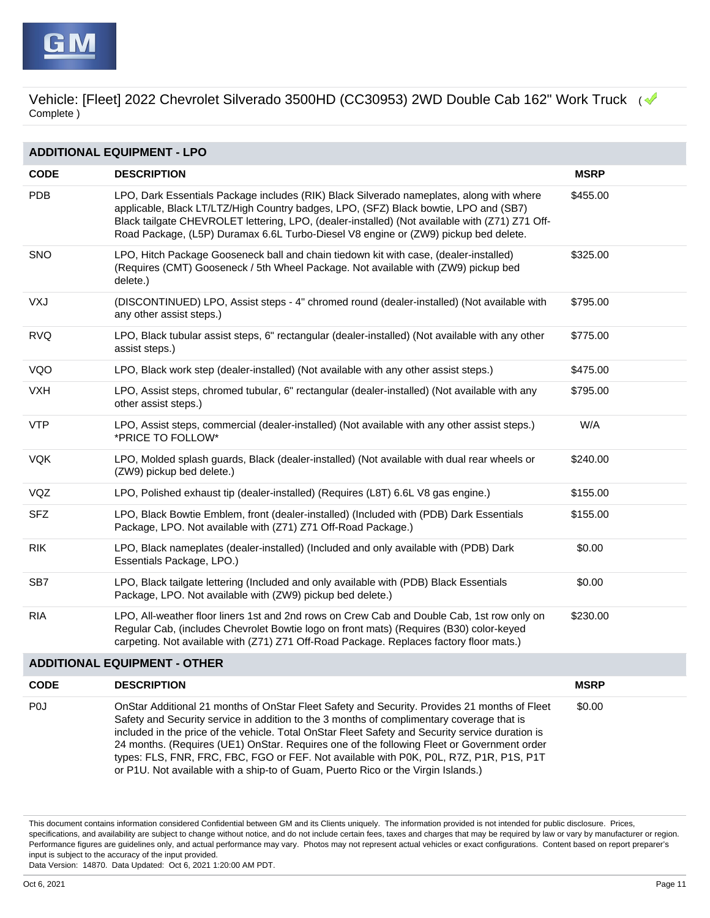Vehicle: [Fleet] 2022 Chevrolet Silverado 3500HD (CC30953) 2WD Double Cab 162" Work Truck ( Complete )

## ADDITIONAL EQUIPMENT - LPO

| CODE | DESCRIPTION | MSRP |
|---|---|---|
| PDB | LPO, Dark Essentials Package includes (RIK) Black Silverado nameplates, along with where applicable, Black LT/LTZ/High Country badges, LPO, (SFZ) Black bowtie, LPO and (SB7) Black tailgate CHEVROLET lettering, LPO, (dealer-installed) (Not available with (Z71) Z71 Off-Road Package, (L5P) Duramax 6.6L Turbo-Diesel V8 engine or (ZW9) pickup bed delete. | $455.00 |
| SNO | LPO, Hitch Package Gooseneck ball and chain tiedown kit with case, (dealer-installed) (Requires (CMT) Gooseneck / 5th Wheel Package. Not available with (ZW9) pickup bed delete.) | $325.00 |
| VXJ | (DISCONTINUED) LPO, Assist steps - 4" chromed round (dealer-installed) (Not available with any other assist steps.) | $795.00 |
| RVQ | LPO, Black tubular assist steps, 6" rectangular (dealer-installed) (Not available with any other assist steps.) | $775.00 |
| VQO | LPO, Black work step (dealer-installed) (Not available with any other assist steps.) | $475.00 |
| VXH | LPO, Assist steps, chromed tubular, 6" rectangular (dealer-installed) (Not available with any other assist steps.) | $795.00 |
| VTP | LPO, Assist steps, commercial (dealer-installed) (Not available with any other assist steps.) *PRICE TO FOLLOW* | W/A |
| VQK | LPO, Molded splash guards, Black (dealer-installed) (Not available with dual rear wheels or (ZW9) pickup bed delete.) | $240.00 |
| VQZ | LPO, Polished exhaust tip (dealer-installed) (Requires (L8T) 6.6L V8 gas engine.) | $155.00 |
| SFZ | LPO, Black Bowtie Emblem, front (dealer-installed) (Included with (PDB) Dark Essentials Package, LPO. Not available with (Z71) Z71 Off-Road Package.) | $155.00 |
| RIK | LPO, Black nameplates (dealer-installed) (Included and only available with (PDB) Dark Essentials Package, LPO.) | $0.00 |
| SB7 | LPO, Black tailgate lettering (Included and only available with (PDB) Black Essentials Package, LPO. Not available with (ZW9) pickup bed delete.) | $0.00 |
| RIA | LPO, All-weather floor liners 1st and 2nd rows on Crew Cab and Double Cab, 1st row only on Regular Cab, (includes Chevrolet Bowtie logo on front mats) (Requires (B30) color-keyed carpeting. Not available with (Z71) Z71 Off-Road Package. Replaces factory floor mats.) | $230.00 |

## ADDITIONAL EQUIPMENT - OTHER

| CODE | DESCRIPTION | MSRP |
|---|---|---|
| P0J | OnStar Additional 21 months of OnStar Fleet Safety and Security. Provides 21 months of Fleet Safety and Security service in addition to the 3 months of complimentary coverage that is included in the price of the vehicle. Total OnStar Fleet Safety and Security service duration is 24 months. (Requires (UE1) OnStar. Requires one of the following Fleet or Government order types: FLS, FNR, FRC, FBC, FGO or FEF. Not available with P0K, P0L, R7Z, P1R, P1S, P1T or P1U. Not available with a ship-to of Guam, Puerto Rico or the Virgin Islands.) | $0.00 |

This document contains information considered Confidential between GM and its Clients uniquely. The information provided is not intended for public disclosure. Prices, specifications, and availability are subject to change without notice, and do not include certain fees, taxes and charges that may be required by law or vary by manufacturer or region. Performance figures are guidelines only, and actual performance may vary. Photos may not represent actual vehicles or exact configurations. Content based on report preparer's input is subject to the accuracy of the input provided.
Data Version: 14870. Data Updated: Oct 6, 2021 1:20:00 AM PDT.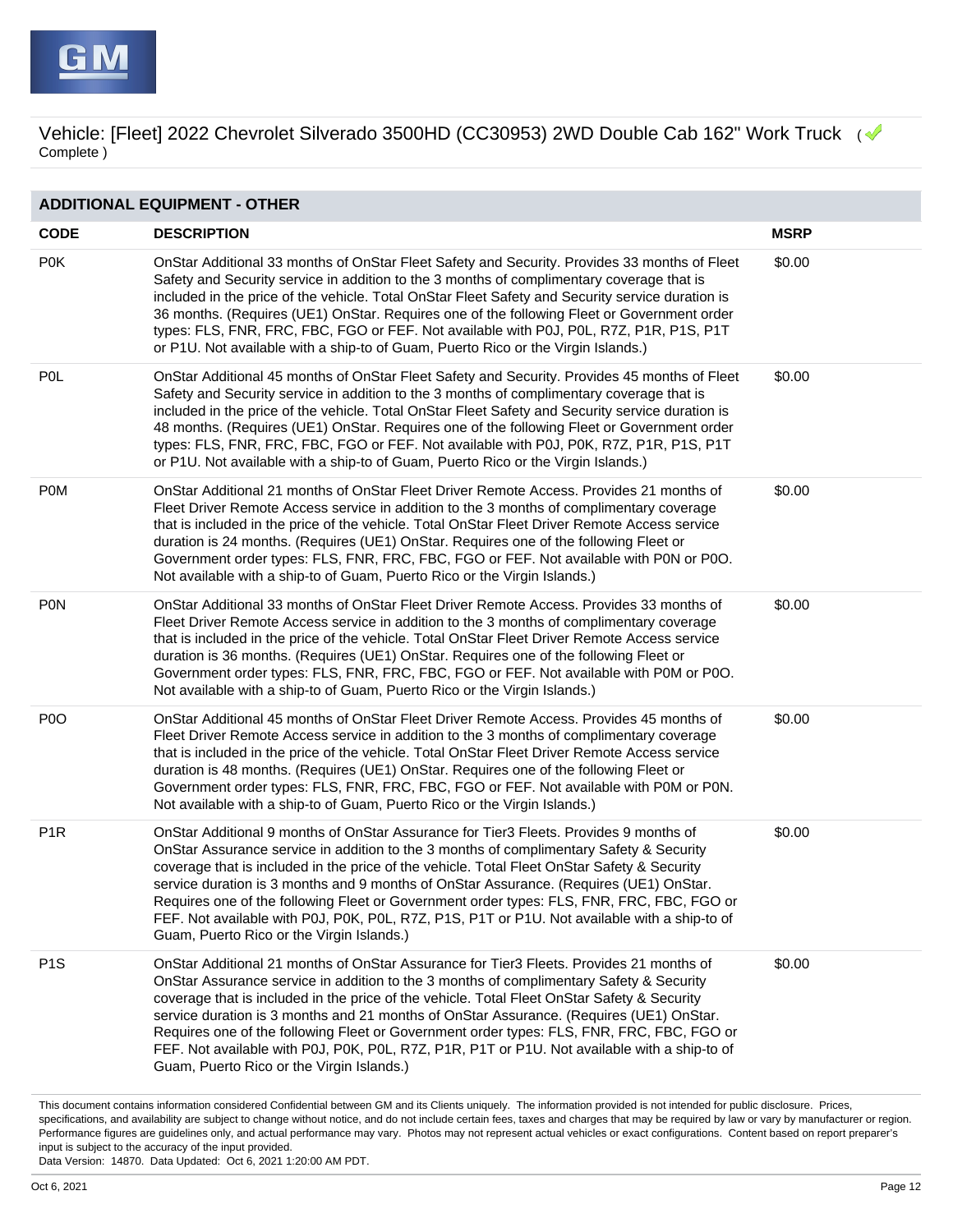Vehicle: [Fleet] 2022 Chevrolet Silverado 3500HD (CC30953) 2WD Double Cab 162" Work Truck ( Complete )

## ADDITIONAL EQUIPMENT - OTHER

| CODE | DESCRIPTION | MSRP |
|---|---|---|
| P0K | OnStar Additional 33 months of OnStar Fleet Safety and Security. Provides 33 months of Fleet Safety and Security service in addition to the 3 months of complimentary coverage that is included in the price of the vehicle. Total OnStar Fleet Safety and Security service duration is 36 months. (Requires (UE1) OnStar. Requires one of the following Fleet or Government order types: FLS, FNR, FRC, FBC, FGO or FEF. Not available with P0J, P0L, R7Z, P1R, P1S, P1T or P1U. Not available with a ship-to of Guam, Puerto Rico or the Virgin Islands.) | $0.00 |
| P0L | OnStar Additional 45 months of OnStar Fleet Safety and Security. Provides 45 months of Fleet Safety and Security service in addition to the 3 months of complimentary coverage that is included in the price of the vehicle. Total OnStar Fleet Safety and Security service duration is 48 months. (Requires (UE1) OnStar. Requires one of the following Fleet or Government order types: FLS, FNR, FRC, FBC, FGO or FEF. Not available with P0J, P0K, R7Z, P1R, P1S, P1T or P1U. Not available with a ship-to of Guam, Puerto Rico or the Virgin Islands.) | $0.00 |
| P0M | OnStar Additional 21 months of OnStar Fleet Driver Remote Access. Provides 21 months of Fleet Driver Remote Access service in addition to the 3 months of complimentary coverage that is included in the price of the vehicle. Total OnStar Fleet Driver Remote Access service duration is 24 months. (Requires (UE1) OnStar. Requires one of the following Fleet or Government order types: FLS, FNR, FRC, FBC, FGO or FEF. Not available with P0N or P0O. Not available with a ship-to of Guam, Puerto Rico or the Virgin Islands.) | $0.00 |
| P0N | OnStar Additional 33 months of OnStar Fleet Driver Remote Access. Provides 33 months of Fleet Driver Remote Access service in addition to the 3 months of complimentary coverage that is included in the price of the vehicle. Total OnStar Fleet Driver Remote Access service duration is 36 months. (Requires (UE1) OnStar. Requires one of the following Fleet or Government order types: FLS, FNR, FRC, FBC, FGO or FEF. Not available with P0M or P0O. Not available with a ship-to of Guam, Puerto Rico or the Virgin Islands.) | $0.00 |
| P0O | OnStar Additional 45 months of OnStar Fleet Driver Remote Access. Provides 45 months of Fleet Driver Remote Access service in addition to the 3 months of complimentary coverage that is included in the price of the vehicle. Total OnStar Fleet Driver Remote Access service duration is 48 months. (Requires (UE1) OnStar. Requires one of the following Fleet or Government order types: FLS, FNR, FRC, FBC, FGO or FEF. Not available with P0M or P0N. Not available with a ship-to of Guam, Puerto Rico or the Virgin Islands.) | $0.00 |
| P1R | OnStar Additional 9 months of OnStar Assurance for Tier3 Fleets. Provides 9 months of OnStar Assurance service in addition to the 3 months of complimentary Safety & Security coverage that is included in the price of the vehicle. Total Fleet OnStar Safety & Security service duration is 3 months and 9 months of OnStar Assurance. (Requires (UE1) OnStar. Requires one of the following Fleet or Government order types: FLS, FNR, FRC, FBC, FGO or FEF. Not available with P0J, P0K, P0L, R7Z, P1S, P1T or P1U. Not available with a ship-to of Guam, Puerto Rico or the Virgin Islands.) | $0.00 |
| P1S | OnStar Additional 21 months of OnStar Assurance for Tier3 Fleets. Provides 21 months of OnStar Assurance service in addition to the 3 months of complimentary Safety & Security coverage that is included in the price of the vehicle. Total Fleet OnStar Safety & Security service duration is 3 months and 21 months of OnStar Assurance. (Requires (UE1) OnStar. Requires one of the following Fleet or Government order types: FLS, FNR, FRC, FBC, FGO or FEF. Not available with P0J, P0K, P0L, R7Z, P1R, P1T or P1U. Not available with a ship-to of Guam, Puerto Rico or the Virgin Islands.) | $0.00 |

This document contains information considered Confidential between GM and its Clients uniquely. The information provided is not intended for public disclosure. Prices, specifications, and availability are subject to change without notice, and do not include certain fees, taxes and charges that may be required by law or vary by manufacturer or region. Performance figures are guidelines only, and actual performance may vary. Photos may not represent actual vehicles or exact configurations. Content based on report preparer's input is subject to the accuracy of the input provided.
Data Version: 14870. Data Updated: Oct 6, 2021 1:20:00 AM PDT.

Oct 6, 2021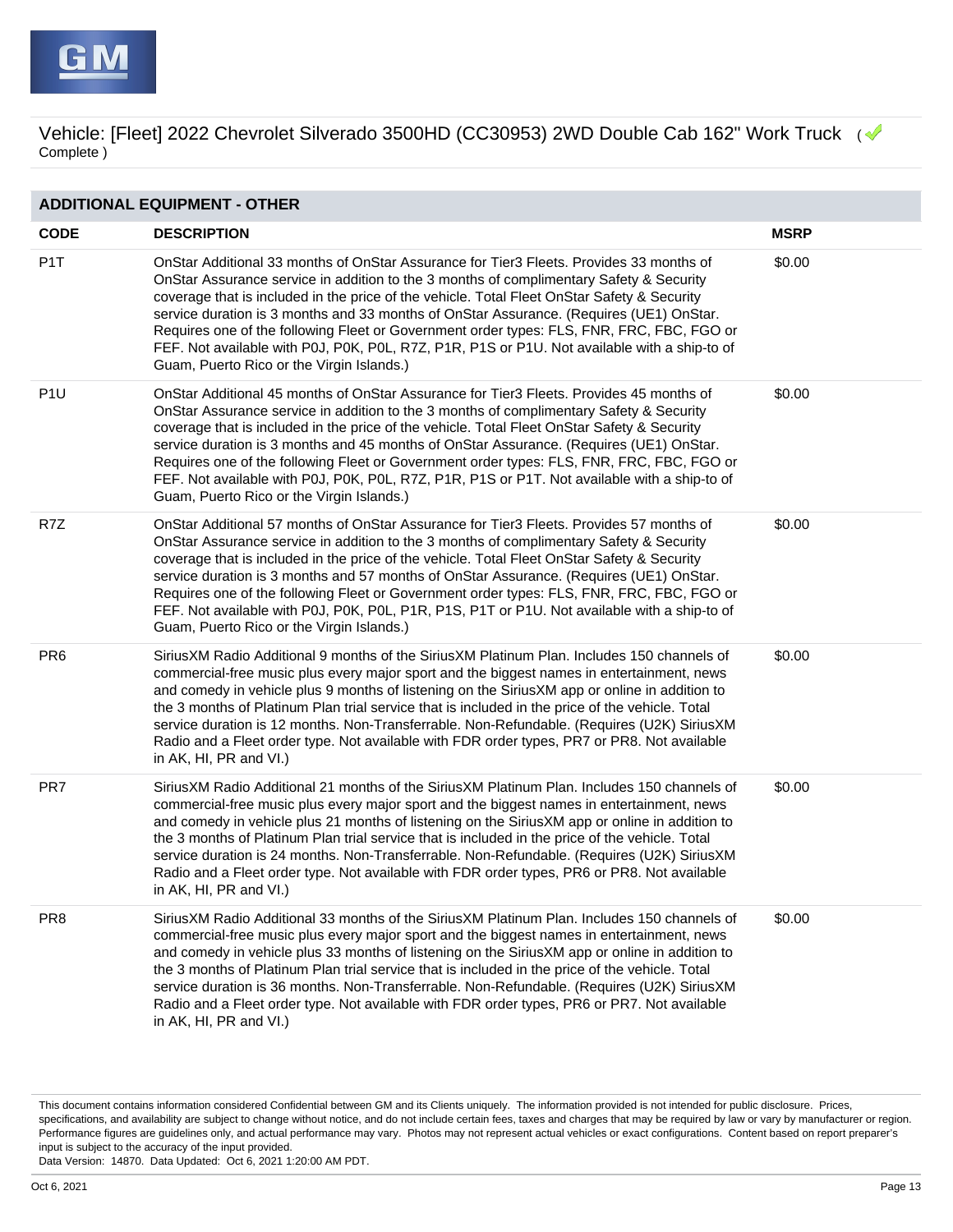Vehicle: [Fleet] 2022 Chevrolet Silverado 3500HD (CC30953) 2WD Double Cab 162" Work Truck ( Complete )

## ADDITIONAL EQUIPMENT - OTHER

| CODE | DESCRIPTION | MSRP |
| --- | --- | --- |
| P1T | OnStar Additional 33 months of OnStar Assurance for Tier3 Fleets. Provides 33 months of OnStar Assurance service in addition to the 3 months of complimentary Safety & Security coverage that is included in the price of the vehicle. Total Fleet OnStar Safety & Security service duration is 3 months and 33 months of OnStar Assurance. (Requires (UE1) OnStar. Requires one of the following Fleet or Government order types: FLS, FNR, FRC, FBC, FGO or FEF. Not available with P0J, P0K, P0L, R7Z, P1R, P1S or P1U. Not available with a ship-to of Guam, Puerto Rico or the Virgin Islands.) | $0.00 |
| P1U | OnStar Additional 45 months of OnStar Assurance for Tier3 Fleets. Provides 45 months of OnStar Assurance service in addition to the 3 months of complimentary Safety & Security coverage that is included in the price of the vehicle. Total Fleet OnStar Safety & Security service duration is 3 months and 45 months of OnStar Assurance. (Requires (UE1) OnStar. Requires one of the following Fleet or Government order types: FLS, FNR, FRC, FBC, FGO or FEF. Not available with P0J, P0K, P0L, R7Z, P1R, P1S or P1T. Not available with a ship-to of Guam, Puerto Rico or the Virgin Islands.) | $0.00 |
| R7Z | OnStar Additional 57 months of OnStar Assurance for Tier3 Fleets. Provides 57 months of OnStar Assurance service in addition to the 3 months of complimentary Safety & Security coverage that is included in the price of the vehicle. Total Fleet OnStar Safety & Security service duration is 3 months and 57 months of OnStar Assurance. (Requires (UE1) OnStar. Requires one of the following Fleet or Government order types: FLS, FNR, FRC, FBC, FGO or FEF. Not available with P0J, P0K, P0L, P1R, P1S, P1T or P1U. Not available with a ship-to of Guam, Puerto Rico or the Virgin Islands.) | $0.00 |
| PR6 | SiriusXM Radio Additional 9 months of the SiriusXM Platinum Plan. Includes 150 channels of commercial-free music plus every major sport and the biggest names in entertainment, news and comedy in vehicle plus 9 months of listening on the SiriusXM app or online in addition to the 3 months of Platinum Plan trial service that is included in the price of the vehicle. Total service duration is 12 months. Non-Transferrable. Non-Refundable. (Requires (U2K) SiriusXM Radio and a Fleet order type. Not available with FDR order types, PR7 or PR8. Not available in AK, HI, PR and VI.) | $0.00 |
| PR7 | SiriusXM Radio Additional 21 months of the SiriusXM Platinum Plan. Includes 150 channels of commercial-free music plus every major sport and the biggest names in entertainment, news and comedy in vehicle plus 21 months of listening on the SiriusXM app or online in addition to the 3 months of Platinum Plan trial service that is included in the price of the vehicle. Total service duration is 24 months. Non-Transferrable. Non-Refundable. (Requires (U2K) SiriusXM Radio and a Fleet order type. Not available with FDR order types, PR6 or PR8. Not available in AK, HI, PR and VI.) | $0.00 |
| PR8 | SiriusXM Radio Additional 33 months of the SiriusXM Platinum Plan. Includes 150 channels of commercial-free music plus every major sport and the biggest names in entertainment, news and comedy in vehicle plus 33 months of listening on the SiriusXM app or online in addition to the 3 months of Platinum Plan trial service that is included in the price of the vehicle. Total service duration is 36 months. Non-Transferrable. Non-Refundable. (Requires (U2K) SiriusXM Radio and a Fleet order type. Not available with FDR order types, PR6 or PR7. Not available in AK, HI, PR and VI.) | $0.00 |

This document contains information considered Confidential between GM and its Clients uniquely. The information provided is not intended for public disclosure. Prices, specifications, and availability are subject to change without notice, and do not include certain fees, taxes and charges that may be required by law or vary by manufacturer or region. Performance figures are guidelines only, and actual performance may vary. Photos may not represent actual vehicles or exact configurations. Content based on report preparer's input is subject to the accuracy of the input provided.
Data Version: 14870. Data Updated: Oct 6, 2021 1:20:00 AM PDT.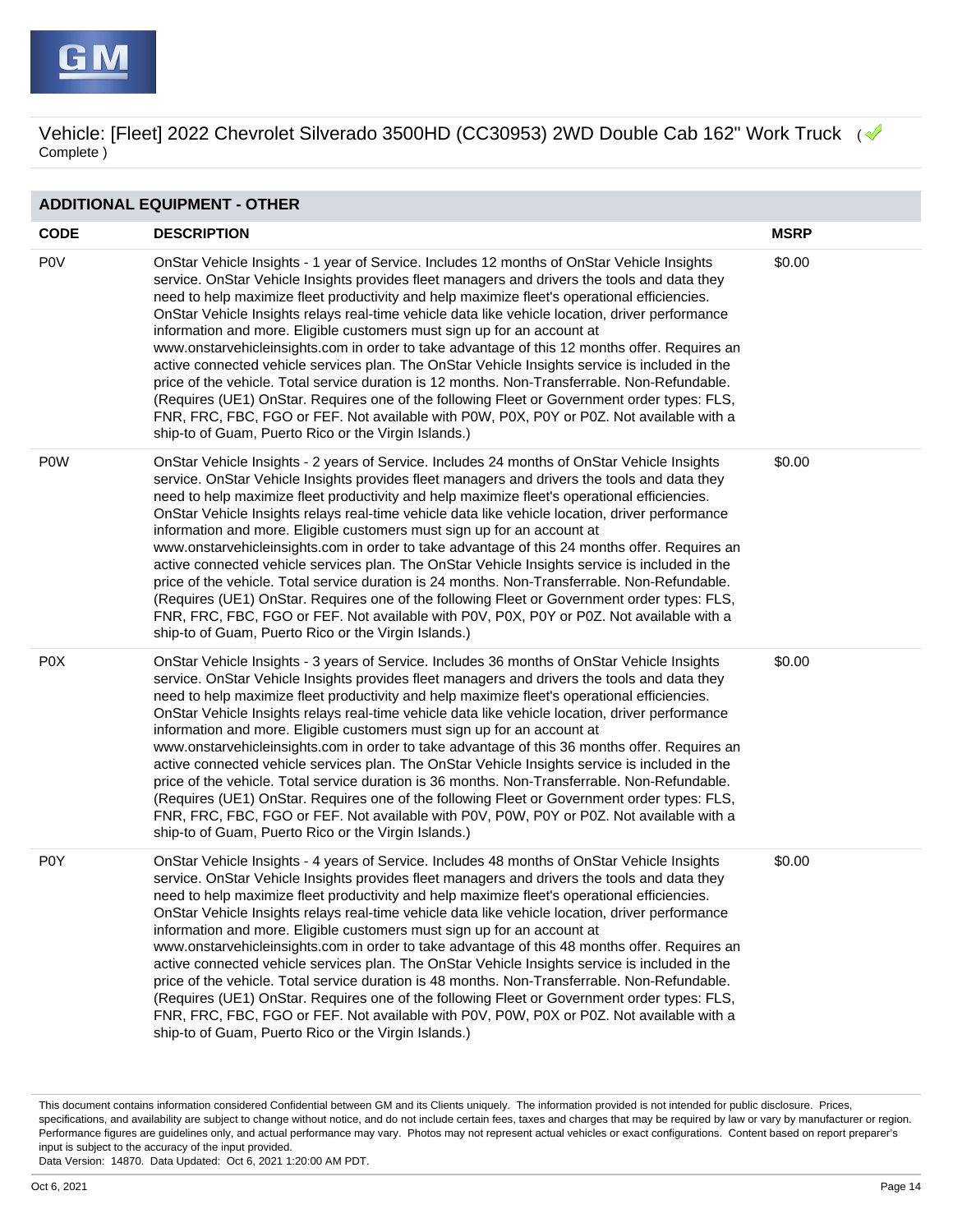Vehicle: [Fleet] 2022 Chevrolet Silverado 3500HD (CC30953) 2WD Double Cab 162" Work Truck ( Complete )

## ADDITIONAL EQUIPMENT - OTHER

| CODE | DESCRIPTION | MSRP |
|---|---|---|
| P0V | OnStar Vehicle Insights - 1 year of Service. Includes 12 months of OnStar Vehicle Insights service. OnStar Vehicle Insights provides fleet managers and drivers the tools and data they need to help maximize fleet productivity and help maximize fleet's operational efficiencies. OnStar Vehicle Insights relays real-time vehicle data like vehicle location, driver performance information and more. Eligible customers must sign up for an account at www.onstarvehicleinsights.com in order to take advantage of this 12 months offer. Requires an active connected vehicle services plan. The OnStar Vehicle Insights service is included in the price of the vehicle. Total service duration is 12 months. Non-Transferrable. Non-Refundable. (Requires (UE1) OnStar. Requires one of the following Fleet or Government order types: FLS, FNR, FRC, FBC, FGO or FEF. Not available with P0W, P0X, P0Y or P0Z. Not available with a ship-to of Guam, Puerto Rico or the Virgin Islands.) | $0.00 |
| P0W | OnStar Vehicle Insights - 2 years of Service. Includes 24 months of OnStar Vehicle Insights service. OnStar Vehicle Insights provides fleet managers and drivers the tools and data they need to help maximize fleet productivity and help maximize fleet's operational efficiencies. OnStar Vehicle Insights relays real-time vehicle data like vehicle location, driver performance information and more. Eligible customers must sign up for an account at www.onstarvehicleinsights.com in order to take advantage of this 24 months offer. Requires an active connected vehicle services plan. The OnStar Vehicle Insights service is included in the price of the vehicle. Total service duration is 24 months. Non-Transferrable. Non-Refundable. (Requires (UE1) OnStar. Requires one of the following Fleet or Government order types: FLS, FNR, FRC, FBC, FGO or FEF. Not available with P0V, P0X, P0Y or P0Z. Not available with a ship-to of Guam, Puerto Rico or the Virgin Islands.) | $0.00 |
| P0X | OnStar Vehicle Insights - 3 years of Service. Includes 36 months of OnStar Vehicle Insights service. OnStar Vehicle Insights provides fleet managers and drivers the tools and data they need to help maximize fleet productivity and help maximize fleet's operational efficiencies. OnStar Vehicle Insights relays real-time vehicle data like vehicle location, driver performance information and more. Eligible customers must sign up for an account at www.onstarvehicleinsights.com in order to take advantage of this 36 months offer. Requires an active connected vehicle services plan. The OnStar Vehicle Insights service is included in the price of the vehicle. Total service duration is 36 months. Non-Transferrable. Non-Refundable. (Requires (UE1) OnStar. Requires one of the following Fleet or Government order types: FLS, FNR, FRC, FBC, FGO or FEF. Not available with P0V, P0W, P0Y or P0Z. Not available with a ship-to of Guam, Puerto Rico or the Virgin Islands.) | $0.00 |
| P0Y | OnStar Vehicle Insights - 4 years of Service. Includes 48 months of OnStar Vehicle Insights service. OnStar Vehicle Insights provides fleet managers and drivers the tools and data they need to help maximize fleet productivity and help maximize fleet's operational efficiencies. OnStar Vehicle Insights relays real-time vehicle data like vehicle location, driver performance information and more. Eligible customers must sign up for an account at www.onstarvehicleinsights.com in order to take advantage of this 48 months offer. Requires an active connected vehicle services plan. The OnStar Vehicle Insights service is included in the price of the vehicle. Total service duration is 48 months. Non-Transferrable. Non-Refundable. (Requires (UE1) OnStar. Requires one of the following Fleet or Government order types: FLS, FNR, FRC, FBC, FGO or FEF. Not available with P0V, P0W, P0X or P0Z. Not available with a ship-to of Guam, Puerto Rico or the Virgin Islands.) | $0.00 |

This document contains information considered Confidential between GM and its Clients uniquely. The information provided is not intended for public disclosure. Prices, specifications, and availability are subject to change without notice, and do not include certain fees, taxes and charges that may be required by law or vary by manufacturer or region. Performance figures are guidelines only, and actual performance may vary. Photos may not represent actual vehicles or exact configurations. Content based on report preparer's input is subject to the accuracy of the input provided.
Data Version: 14870. Data Updated: Oct 6, 2021 1:20:00 AM PDT.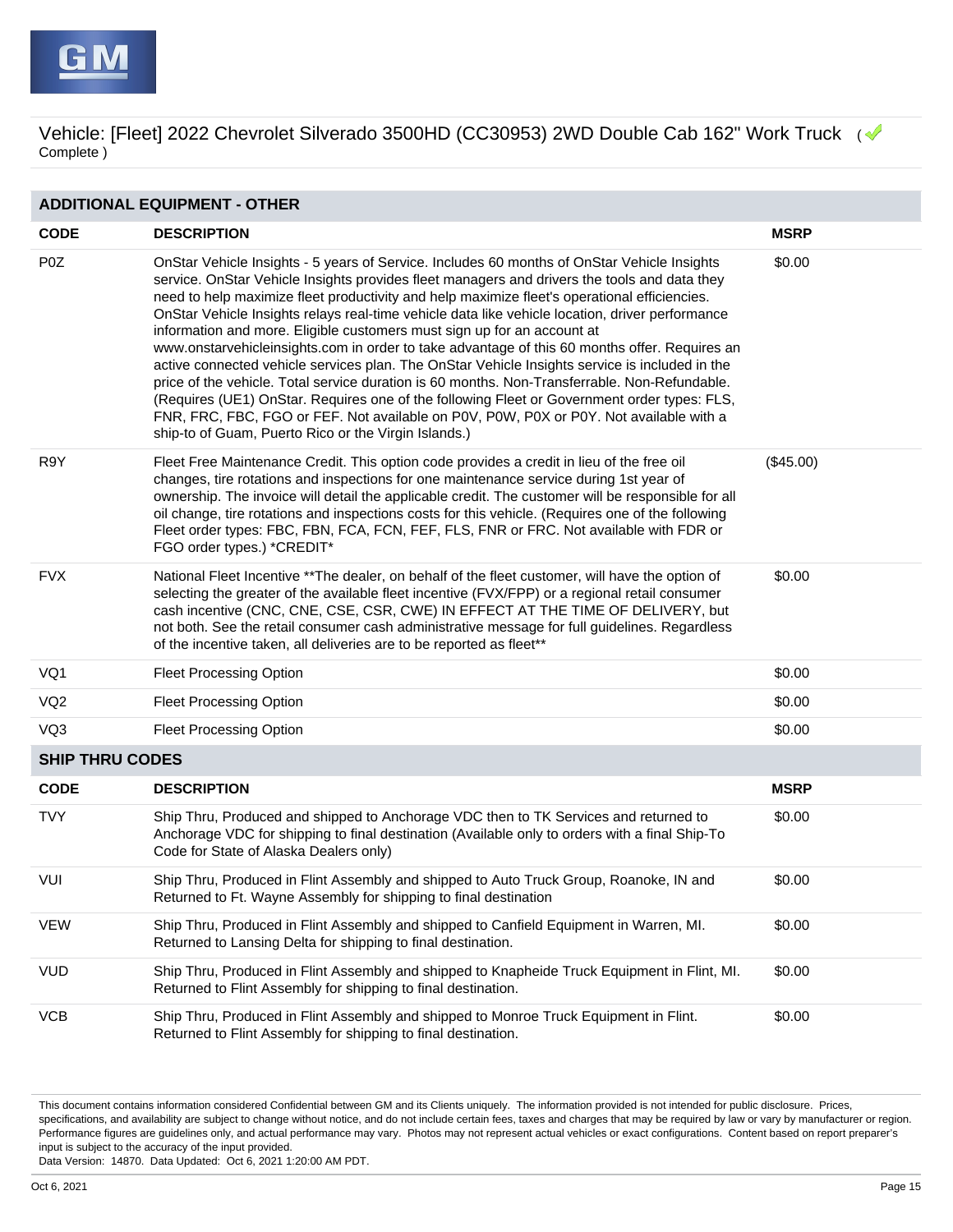Vehicle: [Fleet] 2022 Chevrolet Silverado 3500HD (CC30953) 2WD Double Cab 162" Work Truck ( Complete )

## ADDITIONAL EQUIPMENT - OTHER

| CODE | DESCRIPTION | MSRP |
|---|---|---|
| P0Z | OnStar Vehicle Insights - 5 years of Service. Includes 60 months of OnStar Vehicle Insights service. OnStar Vehicle Insights provides fleet managers and drivers the tools and data they need to help maximize fleet productivity and help maximize fleet's operational efficiencies. OnStar Vehicle Insights relays real-time vehicle data like vehicle location, driver performance information and more. Eligible customers must sign up for an account at www.onstarvehicleinsights.com in order to take advantage of this 60 months offer. Requires an active connected vehicle services plan. The OnStar Vehicle Insights service is included in the price of the vehicle. Total service duration is 60 months. Non-Transferrable. Non-Refundable. (Requires (UE1) OnStar. Requires one of the following Fleet or Government order types: FLS, FNR, FRC, FBC, FGO or FEF. Not available on P0V, P0W, P0X or P0Y. Not available with a ship-to of Guam, Puerto Rico or the Virgin Islands.) | $0.00 |
| R9Y | Fleet Free Maintenance Credit. This option code provides a credit in lieu of the free oil changes, tire rotations and inspections for one maintenance service during 1st year of ownership. The invoice will detail the applicable credit. The customer will be responsible for all oil change, tire rotations and inspections costs for this vehicle. (Requires one of the following Fleet order types: FBC, FBN, FCA, FCN, FEF, FLS, FNR or FRC. Not available with FDR or FGO order types.) *CREDIT* | ($45.00) |
| FVX | National Fleet Incentive **The dealer, on behalf of the fleet customer, will have the option of selecting the greater of the available fleet incentive (FVX/FPP) or a regional retail consumer cash incentive (CNC, CNE, CSE, CSR, CWE) IN EFFECT AT THE TIME OF DELIVERY, but not both. See the retail consumer cash administrative message for full guidelines. Regardless of the incentive taken, all deliveries are to be reported as fleet** | $0.00 |
| VQ1 | Fleet Processing Option | $0.00 |
| VQ2 | Fleet Processing Option | $0.00 |
| VQ3 | Fleet Processing Option | $0.00 |

## SHIP THRU CODES

| CODE | DESCRIPTION | MSRP |
|---|---|---|
| TVY | Ship Thru, Produced and shipped to Anchorage VDC then to TK Services and returned to Anchorage VDC for shipping to final destination (Available only to orders with a final Ship-To Code for State of Alaska Dealers only) | $0.00 |
| VUI | Ship Thru, Produced in Flint Assembly and shipped to Auto Truck Group, Roanoke, IN and Returned to Ft. Wayne Assembly for shipping to final destination | $0.00 |
| VEW | Ship Thru, Produced in Flint Assembly and shipped to Canfield Equipment in Warren, MI. Returned to Lansing Delta for shipping to final destination. | $0.00 |
| VUD | Ship Thru, Produced in Flint Assembly and shipped to Knapheide Truck Equipment in Flint, MI. Returned to Flint Assembly for shipping to final destination. | $0.00 |
| VCB | Ship Thru, Produced in Flint Assembly and shipped to Monroe Truck Equipment in Flint. Returned to Flint Assembly for shipping to final destination. | $0.00 |

This document contains information considered Confidential between GM and its Clients uniquely. The information provided is not intended for public disclosure. Prices, specifications, and availability are subject to change without notice, and do not include certain fees, taxes and charges that may be required by law or vary by manufacturer or region. Performance figures are guidelines only, and actual performance may vary. Photos may not represent actual vehicles or exact configurations. Content based on report preparer's input is subject to the accuracy of the input provided.
Data Version: 14870. Data Updated: Oct 6, 2021 1:20:00 AM PDT.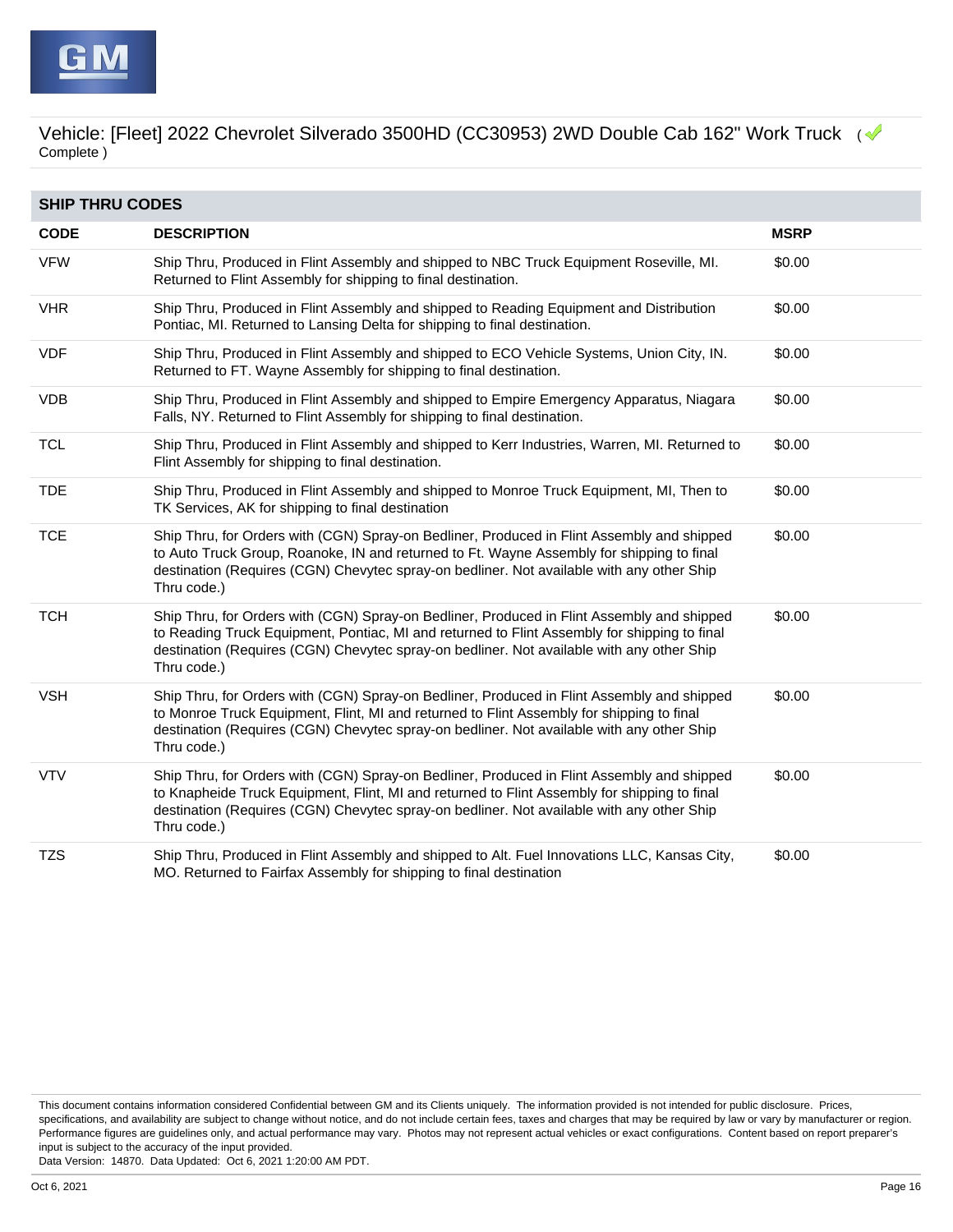Vehicle: [Fleet] 2022 Chevrolet Silverado 3500HD (CC30953) 2WD Double Cab 162" Work Truck ( Complete )

## SHIP THRU CODES

| CODE | DESCRIPTION | MSRP |
| --- | --- | --- |
| VFW | Ship Thru, Produced in Flint Assembly and shipped to NBC Truck Equipment Roseville, MI. Returned to Flint Assembly for shipping to final destination. | $0.00 |
| VHR | Ship Thru, Produced in Flint Assembly and shipped to Reading Equipment and Distribution Pontiac, MI. Returned to Lansing Delta for shipping to final destination. | $0.00 |
| VDF | Ship Thru, Produced in Flint Assembly and shipped to ECO Vehicle Systems, Union City, IN. Returned to FT. Wayne Assembly for shipping to final destination. | $0.00 |
| VDB | Ship Thru, Produced in Flint Assembly and shipped to Empire Emergency Apparatus, Niagara Falls, NY. Returned to Flint Assembly for shipping to final destination. | $0.00 |
| TCL | Ship Thru, Produced in Flint Assembly and shipped to Kerr Industries, Warren, MI. Returned to Flint Assembly for shipping to final destination. | $0.00 |
| TDE | Ship Thru, Produced in Flint Assembly and shipped to Monroe Truck Equipment, MI, Then to TK Services, AK for shipping to final destination | $0.00 |
| TCE | Ship Thru, for Orders with (CGN) Spray-on Bedliner, Produced in Flint Assembly and shipped to Auto Truck Group, Roanoke, IN and returned to Ft. Wayne Assembly for shipping to final destination (Requires (CGN) Chevytec spray-on bedliner. Not available with any other Ship Thru code.) | $0.00 |
| TCH | Ship Thru, for Orders with (CGN) Spray-on Bedliner, Produced in Flint Assembly and shipped to Reading Truck Equipment, Pontiac, MI and returned to Flint Assembly for shipping to final destination (Requires (CGN) Chevytec spray-on bedliner. Not available with any other Ship Thru code.) | $0.00 |
| VSH | Ship Thru, for Orders with (CGN) Spray-on Bedliner, Produced in Flint Assembly and shipped to Monroe Truck Equipment, Flint, MI and returned to Flint Assembly for shipping to final destination (Requires (CGN) Chevytec spray-on bedliner. Not available with any other Ship Thru code.) | $0.00 |
| VTV | Ship Thru, for Orders with (CGN) Spray-on Bedliner, Produced in Flint Assembly and shipped to Knapheide Truck Equipment, Flint, MI and returned to Flint Assembly for shipping to final destination (Requires (CGN) Chevytec spray-on bedliner. Not available with any other Ship Thru code.) | $0.00 |
| TZS | Ship Thru, Produced in Flint Assembly and shipped to Alt. Fuel Innovations LLC, Kansas City, MO. Returned to Fairfax Assembly for shipping to final destination | $0.00 |

This document contains information considered Confidential between GM and its Clients uniquely. The information provided is not intended for public disclosure. Prices, specifications, and availability are subject to change without notice, and do not include certain fees, taxes and charges that may be required by law or vary by manufacturer or region. Performance figures are guidelines only, and actual performance may vary. Photos may not represent actual vehicles or exact configurations. Content based on report preparer's input is subject to the accuracy of the input provided.
Data Version: 14870. Data Updated: Oct 6, 2021 1:20:00 AM PDT.

Oct 6, 2021